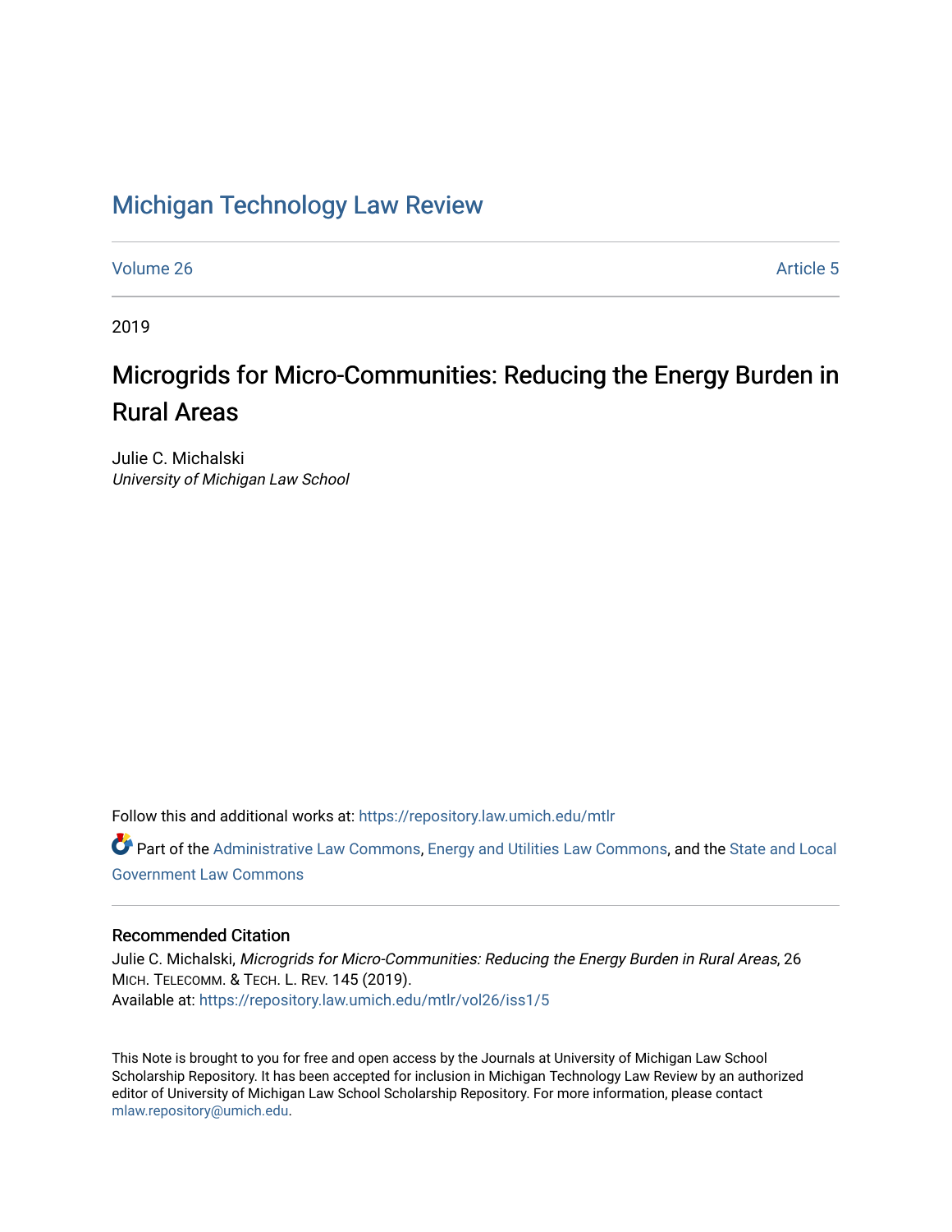# Michigan Technology Law Review

Volume 26 Article 5

2019

## Microgrids for Micro-Communities: Reducing the Energy Burden in Rural Areas

Julie C. Michalski
*University of Michigan Law School*

Follow this and additional works at: https://repository.law.umich.edu/mtlr

Part of the Administrative Law Commons, Energy and Utilities Law Commons, and the State and Local Government Law Commons

### Recommended Citation

Julie C. Michalski, *Microgrids for Micro-Communities: Reducing the Energy Burden in Rural Areas*, 26 MICH. TELECOMM. & TECH. L. REV. 145 (2019).
Available at: https://repository.law.umich.edu/mtlr/vol26/iss1/5

This Note is brought to you for free and open access by the Journals at University of Michigan Law School Scholarship Repository. It has been accepted for inclusion in Michigan Technology Law Review by an authorized editor of University of Michigan Law School Scholarship Repository. For more information, please contact mlaw.repository@umich.edu.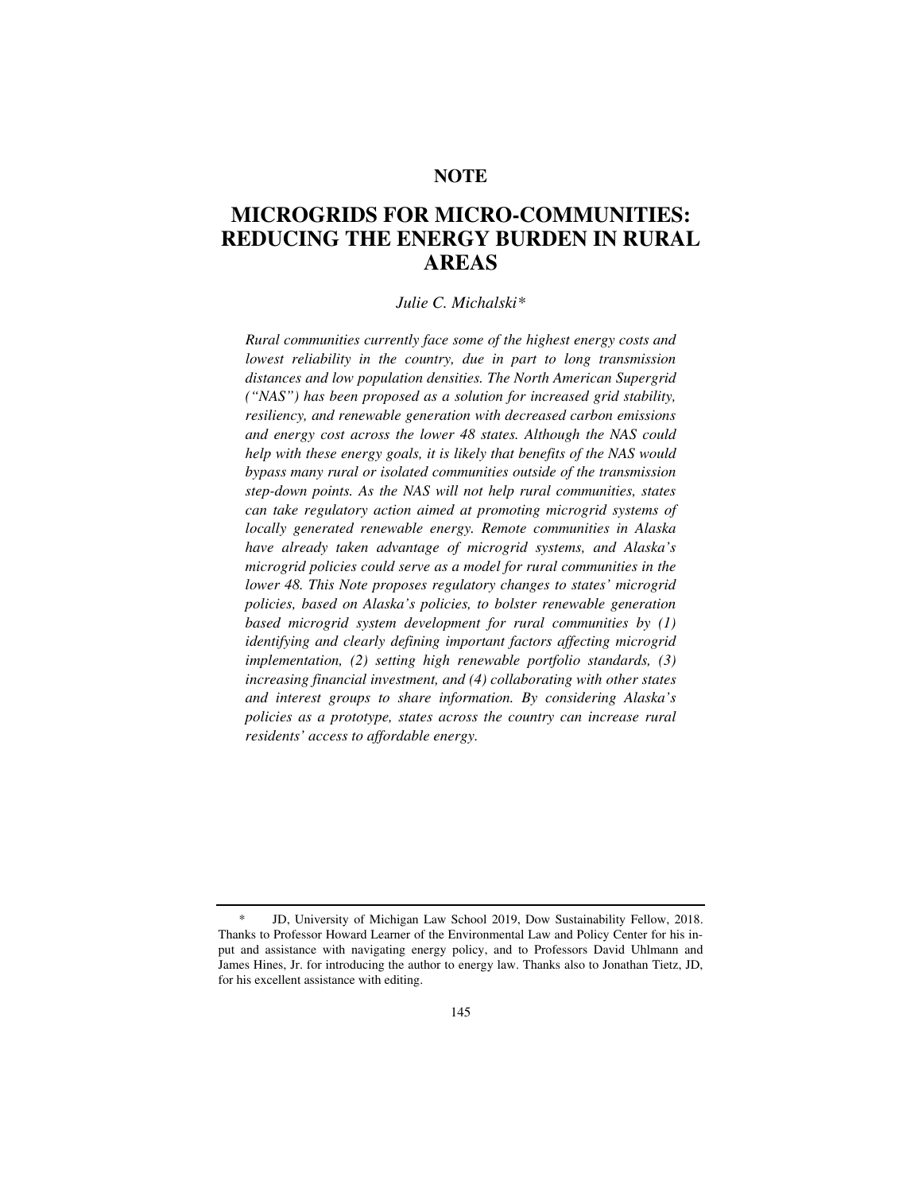**NOTE**

# MICROGRIDS FOR MICRO-COMMUNITIES: REDUCING THE ENERGY BURDEN IN RURAL AREAS

*Julie C. Michalski\**

*Rural communities currently face some of the highest energy costs and lowest reliability in the country, due in part to long transmission distances and low population densities. The North American Supergrid ("NAS") has been proposed as a solution for increased grid stability, resiliency, and renewable generation with decreased carbon emissions and energy cost across the lower 48 states. Although the NAS could help with these energy goals, it is likely that benefits of the NAS would bypass many rural or isolated communities outside of the transmission step-down points. As the NAS will not help rural communities, states can take regulatory action aimed at promoting microgrid systems of locally generated renewable energy. Remote communities in Alaska have already taken advantage of microgrid systems, and Alaska's microgrid policies could serve as a model for rural communities in the lower 48. This Note proposes regulatory changes to states' microgrid policies, based on Alaska's policies, to bolster renewable generation based microgrid system development for rural communities by (1) identifying and clearly defining important factors affecting microgrid implementation, (2) setting high renewable portfolio standards, (3) increasing financial investment, and (4) collaborating with other states and interest groups to share information. By considering Alaska's policies as a prototype, states across the country can increase rural residents' access to affordable energy.*

---

\* JD, University of Michigan Law School 2019, Dow Sustainability Fellow, 2018. Thanks to Professor Howard Learner of the Environmental Law and Policy Center for his input and assistance with navigating energy policy, and to Professors David Uhlmann and James Hines, Jr. for introducing the author to energy law. Thanks also to Jonathan Tietz, JD, for his excellent assistance with editing.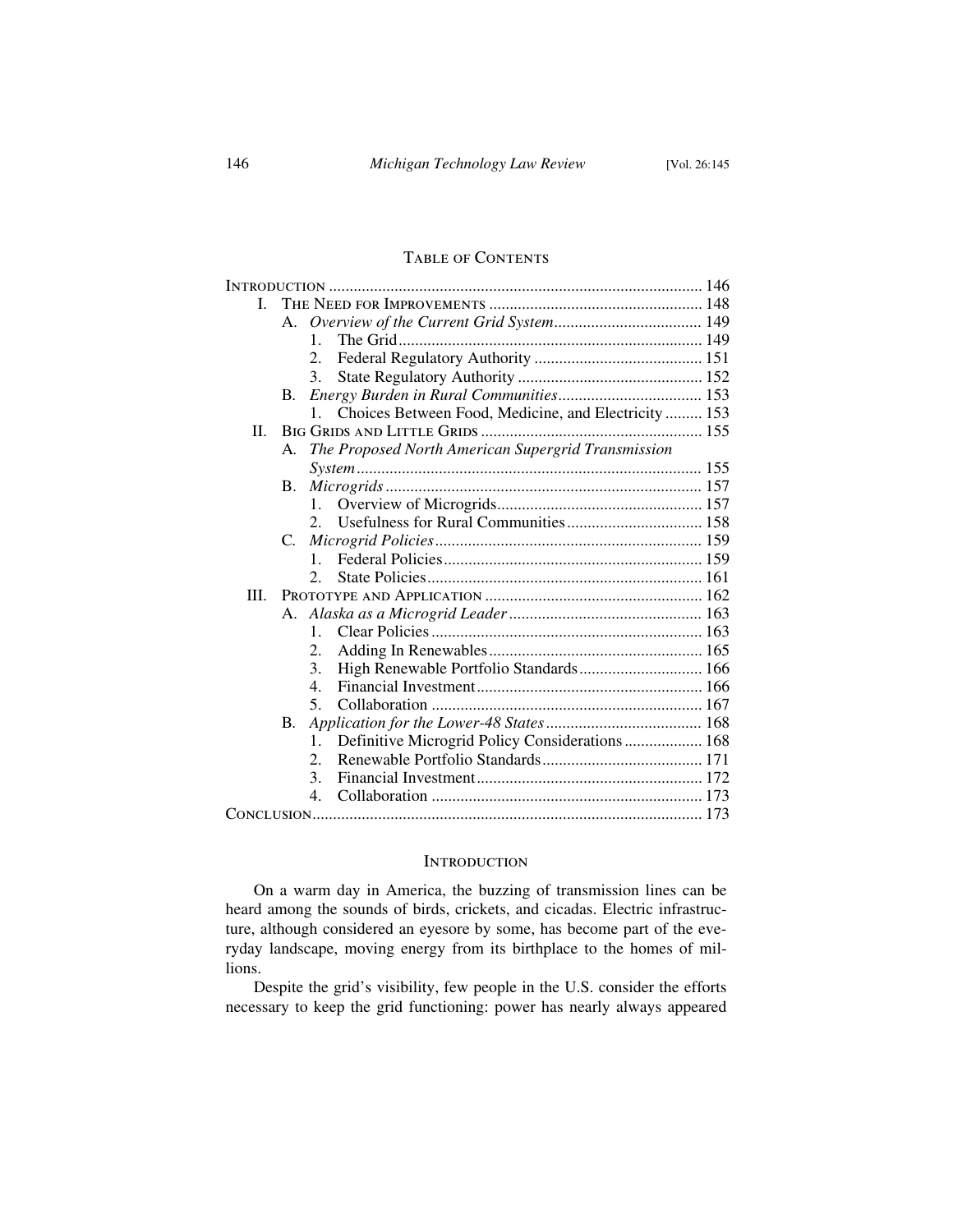## Table of Contents

Introduction .......... 146

I. The Need for Improvements .......... 148
  - A. *Overview of the Current Grid System* .......... 149
    1. The Grid .......... 149
    2. Federal Regulatory Authority .......... 151
    3. State Regulatory Authority .......... 152
  - B. *Energy Burden in Rural Communities* .......... 153
    1. Choices Between Food, Medicine, and Electricity .......... 153

II. Big Grids and Little Grids .......... 155
  - A. *The Proposed North American Supergrid Transmission System* .......... 155
  - B. *Microgrids* .......... 157
    1. Overview of Microgrids .......... 157
    2. Usefulness for Rural Communities .......... 158
  - C. *Microgrid Policies* .......... 159
    1. Federal Policies .......... 159
    2. State Policies .......... 161

III. Prototype and Application .......... 162
  - A. *Alaska as a Microgrid Leader* .......... 163
    1. Clear Policies .......... 163
    2. Adding In Renewables .......... 165
    3. High Renewable Portfolio Standards .......... 166
    4. Financial Investment .......... 166
    5. Collaboration .......... 167
  - B. *Application for the Lower-48 States* .......... 168
    1. Definitive Microgrid Policy Considerations .......... 168
    2. Renewable Portfolio Standards .......... 171
    3. Financial Investment .......... 172
    4. Collaboration .......... 173

Conclusion .......... 173

## Introduction

On a warm day in America, the buzzing of transmission lines can be heard among the sounds of birds, crickets, and cicadas. Electric infrastructure, although considered an eyesore by some, has become part of the everyday landscape, moving energy from its birthplace to the homes of millions.

Despite the grid's visibility, few people in the U.S. consider the efforts necessary to keep the grid functioning: power has nearly always appeared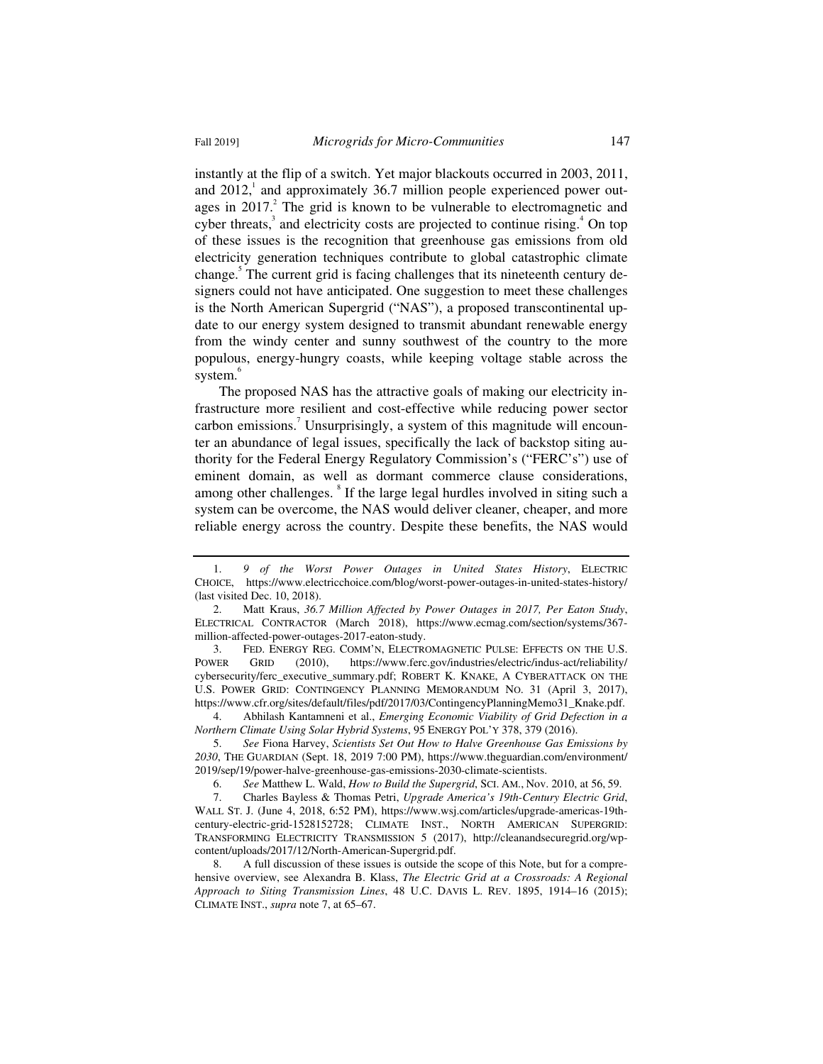instantly at the flip of a switch. Yet major blackouts occurred in 2003, 2011, and 2012,[1] and approximately 36.7 million people experienced power outages in 2017.[2] The grid is known to be vulnerable to electromagnetic and cyber threats,[3] and electricity costs are projected to continue rising.[4] On top of these issues is the recognition that greenhouse gas emissions from old electricity generation techniques contribute to global catastrophic climate change.[5] The current grid is facing challenges that its nineteenth century designers could not have anticipated. One suggestion to meet these challenges is the North American Supergrid ("NAS"), a proposed transcontinental update to our energy system designed to transmit abundant renewable energy from the windy center and sunny southwest of the country to the more populous, energy-hungry coasts, while keeping voltage stable across the system.[6]

The proposed NAS has the attractive goals of making our electricity infrastructure more resilient and cost-effective while reducing power sector carbon emissions.[7] Unsurprisingly, a system of this magnitude will encounter an abundance of legal issues, specifically the lack of backstop siting authority for the Federal Energy Regulatory Commission's ("FERC's") use of eminent domain, as well as dormant commerce clause considerations, among other challenges.[8] If the large legal hurdles involved in siting such a system can be overcome, the NAS would deliver cleaner, cheaper, and more reliable energy across the country. Despite these benefits, the NAS would

---

1. *9 of the Worst Power Outages in United States History*, ELECTRIC CHOICE, https://www.electricchoice.com/blog/worst-power-outages-in-united-states-history/ (last visited Dec. 10, 2018).

2. Matt Kraus, *36.7 Million Affected by Power Outages in 2017, Per Eaton Study*, ELECTRICAL CONTRACTOR (March 2018), https://www.ecmag.com/section/systems/367-million-affected-power-outages-2017-eaton-study.

3. FED. ENERGY REG. COMM'N, ELECTROMAGNETIC PULSE: EFFECTS ON THE U.S. POWER GRID (2010), https://www.ferc.gov/industries/electric/indus-act/reliability/cybersecurity/ferc_executive_summary.pdf; ROBERT K. KNAKE, A CYBERATTACK ON THE U.S. POWER GRID: CONTINGENCY PLANNING MEMORANDUM NO. 31 (April 3, 2017), https://www.cfr.org/sites/default/files/pdf/2017/03/ContingencyPlanningMemo31_Knake.pdf.

4. Abhilash Kantamneni et al., *Emerging Economic Viability of Grid Defection in a Northern Climate Using Solar Hybrid Systems*, 95 ENERGY POL'Y 378, 379 (2016).

5. *See* Fiona Harvey, *Scientists Set Out How to Halve Greenhouse Gas Emissions by 2030*, THE GUARDIAN (Sept. 18, 2019 7:00 PM), https://www.theguardian.com/environment/2019/sep/19/power-halve-greenhouse-gas-emissions-2030-climate-scientists.

6. *See* Matthew L. Wald, *How to Build the Supergrid*, SCI. AM., Nov. 2010, at 56, 59.

7. Charles Bayless & Thomas Petri, *Upgrade America's 19th-Century Electric Grid*, WALL ST. J. (June 4, 2018, 6:52 PM), https://www.wsj.com/articles/upgrade-americas-19th-century-electric-grid-1528152728; CLIMATE INST., NORTH AMERICAN SUPERGRID: TRANSFORMING ELECTRICITY TRANSMISSION 5 (2017), http://cleanandsecuregrid.org/wp-content/uploads/2017/12/North-American-Supergrid.pdf.

8. A full discussion of these issues is outside the scope of this Note, but for a comprehensive overview, see Alexandra B. Klass, *The Electric Grid at a Crossroads: A Regional Approach to Siting Transmission Lines*, 48 U.C. DAVIS L. REV. 1895, 1914–16 (2015); CLIMATE INST., *supra* note 7, at 65–67.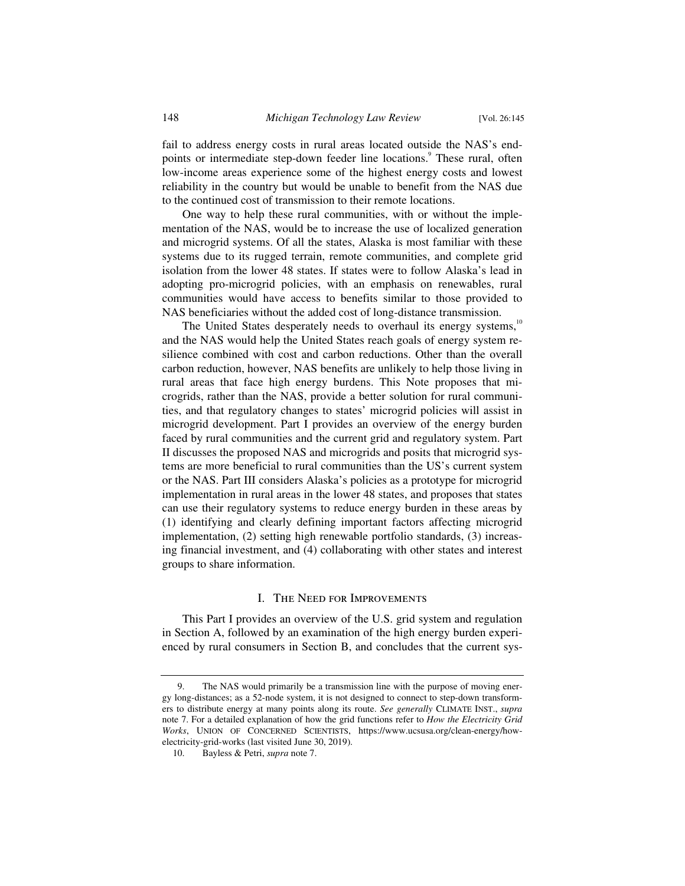fail to address energy costs in rural areas located outside the NAS's endpoints or intermediate step-down feeder line locations.[9] These rural, often low-income areas experience some of the highest energy costs and lowest reliability in the country but would be unable to benefit from the NAS due to the continued cost of transmission to their remote locations.

One way to help these rural communities, with or without the implementation of the NAS, would be to increase the use of localized generation and microgrid systems. Of all the states, Alaska is most familiar with these systems due to its rugged terrain, remote communities, and complete grid isolation from the lower 48 states. If states were to follow Alaska's lead in adopting pro-microgrid policies, with an emphasis on renewables, rural communities would have access to benefits similar to those provided to NAS beneficiaries without the added cost of long-distance transmission.

The United States desperately needs to overhaul its energy systems,[10] and the NAS would help the United States reach goals of energy system resilience combined with cost and carbon reductions. Other than the overall carbon reduction, however, NAS benefits are unlikely to help those living in rural areas that face high energy burdens. This Note proposes that microgrids, rather than the NAS, provide a better solution for rural communities, and that regulatory changes to states' microgrid policies will assist in microgrid development. Part I provides an overview of the energy burden faced by rural communities and the current grid and regulatory system. Part II discusses the proposed NAS and microgrids and posits that microgrid systems are more beneficial to rural communities than the US's current system or the NAS. Part III considers Alaska's policies as a prototype for microgrid implementation in rural areas in the lower 48 states, and proposes that states can use their regulatory systems to reduce energy burden in these areas by (1) identifying and clearly defining important factors affecting microgrid implementation, (2) setting high renewable portfolio standards, (3) increasing financial investment, and (4) collaborating with other states and interest groups to share information.

## I. The Need for Improvements

This Part I provides an overview of the U.S. grid system and regulation in Section A, followed by an examination of the high energy burden experienced by rural consumers in Section B, and concludes that the current sys-

---

9. The NAS would primarily be a transmission line with the purpose of moving energy long-distances; as a 52-node system, it is not designed to connect to step-down transformers to distribute energy at many points along its route. *See generally* Climate Inst., *supra* note 7. For a detailed explanation of how the grid functions refer to *How the Electricity Grid Works*, Union of Concerned Scientists, https://www.ucsusa.org/clean-energy/how-electricity-grid-works (last visited June 30, 2019).

10. Bayless & Petri, *supra* note 7.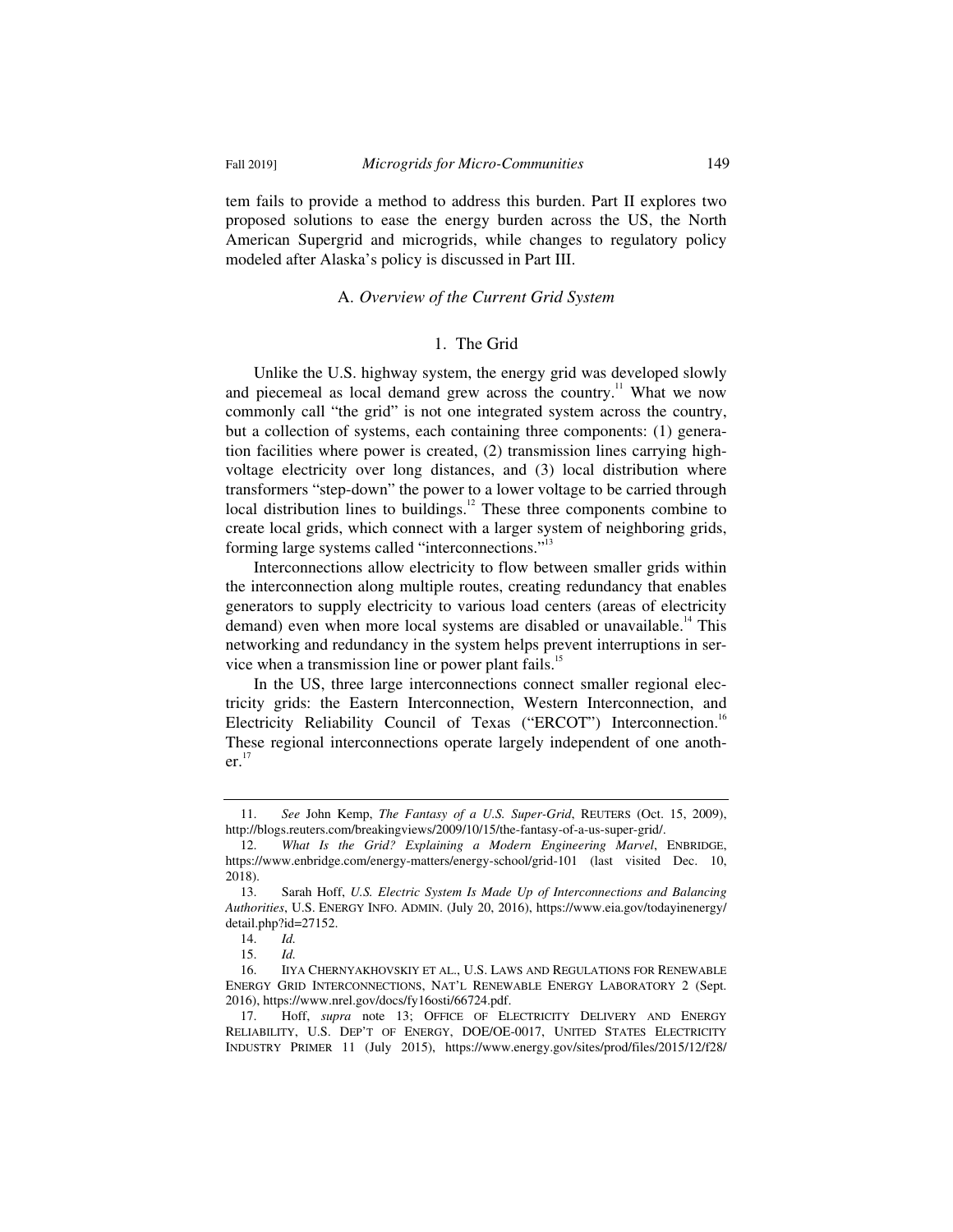tem fails to provide a method to address this burden. Part II explores two proposed solutions to ease the energy burden across the US, the North American Supergrid and microgrids, while changes to regulatory policy modeled after Alaska's policy is discussed in Part III.

### A. *Overview of the Current Grid System*

#### 1. The Grid

Unlike the U.S. highway system, the energy grid was developed slowly and piecemeal as local demand grew across the country.[11] What we now commonly call "the grid" is not one integrated system across the country, but a collection of systems, each containing three components: (1) generation facilities where power is created, (2) transmission lines carrying high-voltage electricity over long distances, and (3) local distribution where transformers "step-down" the power to a lower voltage to be carried through local distribution lines to buildings.[12] These three components combine to create local grids, which connect with a larger system of neighboring grids, forming large systems called "interconnections."[13]

Interconnections allow electricity to flow between smaller grids within the interconnection along multiple routes, creating redundancy that enables generators to supply electricity to various load centers (areas of electricity demand) even when more local systems are disabled or unavailable.[14] This networking and redundancy in the system helps prevent interruptions in service when a transmission line or power plant fails.[15]

In the US, three large interconnections connect smaller regional electricity grids: the Eastern Interconnection, Western Interconnection, and Electricity Reliability Council of Texas ("ERCOT") Interconnection.[16] These regional interconnections operate largely independent of one another.[17]

---

11. *See* John Kemp, *The Fantasy of a U.S. Super-Grid*, REUTERS (Oct. 15, 2009), http://blogs.reuters.com/breakingviews/2009/10/15/the-fantasy-of-a-us-super-grid/.

12. *What Is the Grid? Explaining a Modern Engineering Marvel*, ENBRIDGE, https://www.enbridge.com/energy-matters/energy-school/grid-101 (last visited Dec. 10, 2018).

13. Sarah Hoff, *U.S. Electric System Is Made Up of Interconnections and Balancing Authorities*, U.S. ENERGY INFO. ADMIN. (July 20, 2016), https://www.eia.gov/todayinenergy/detail.php?id=27152.

14. *Id.*

15. *Id.*

16. IIYA CHERNYAKHOVSKIY ET AL., U.S. LAWS AND REGULATIONS FOR RENEWABLE ENERGY GRID INTERCONNECTIONS, NAT'L RENEWABLE ENERGY LABORATORY 2 (Sept. 2016), https://www.nrel.gov/docs/fy16osti/66724.pdf.

17. Hoff, *supra* note 13; OFFICE OF ELECTRICITY DELIVERY AND ENERGY RELIABILITY, U.S. DEP'T OF ENERGY, DOE/OE-0017, UNITED STATES ELECTRICITY INDUSTRY PRIMER 11 (July 2015), https://www.energy.gov/sites/prod/files/2015/12/f28/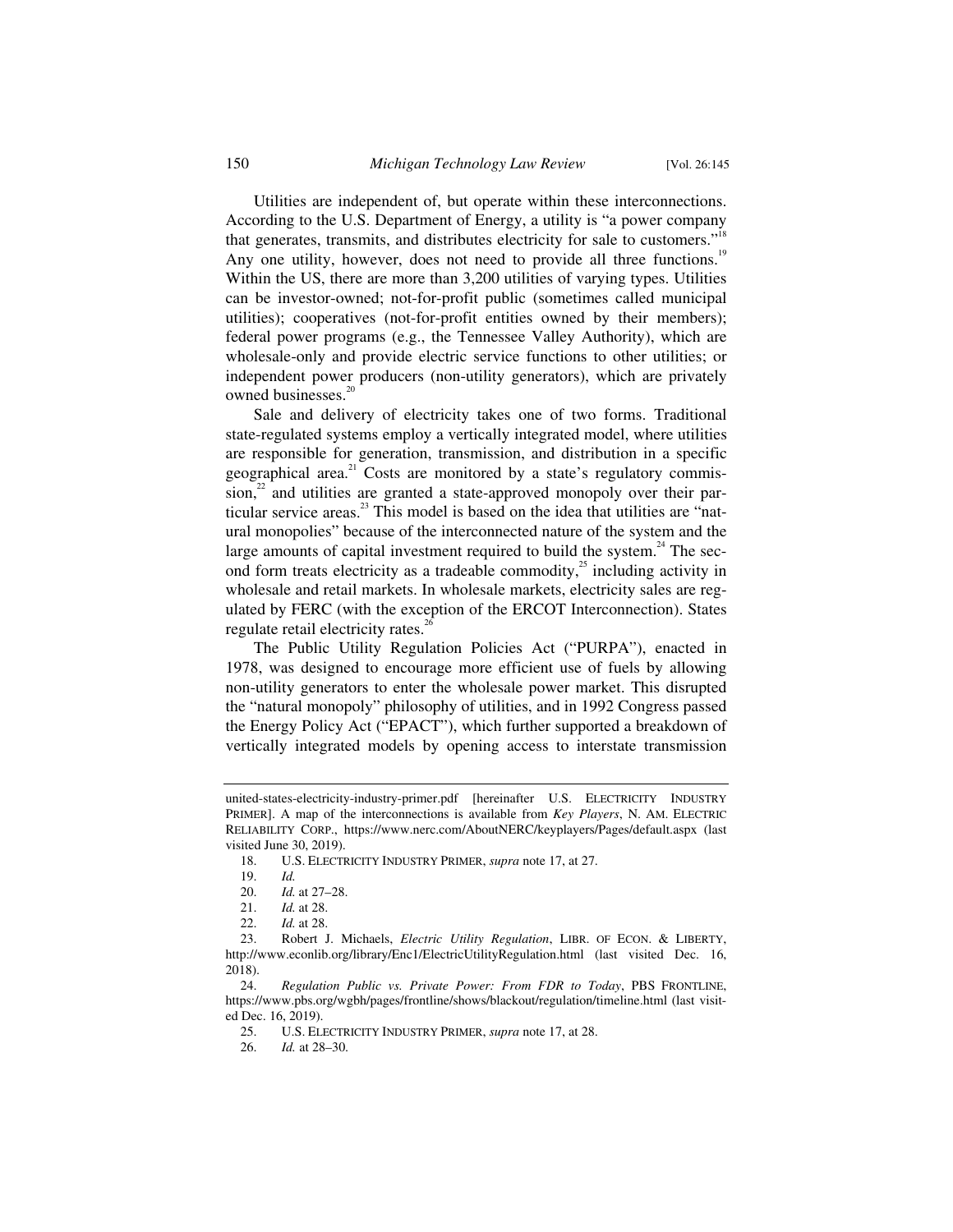Utilities are independent of, but operate within these interconnections. According to the U.S. Department of Energy, a utility is "a power company that generates, transmits, and distributes electricity for sale to customers."[18] Any one utility, however, does not need to provide all three functions.[19] Within the US, there are more than 3,200 utilities of varying types. Utilities can be investor-owned; not-for-profit public (sometimes called municipal utilities); cooperatives (not-for-profit entities owned by their members); federal power programs (e.g., the Tennessee Valley Authority), which are wholesale-only and provide electric service functions to other utilities; or independent power producers (non-utility generators), which are privately owned businesses.[20]

Sale and delivery of electricity takes one of two forms. Traditional state-regulated systems employ a vertically integrated model, where utilities are responsible for generation, transmission, and distribution in a specific geographical area.[21] Costs are monitored by a state's regulatory commission,[22] and utilities are granted a state-approved monopoly over their particular service areas.[23] This model is based on the idea that utilities are "natural monopolies" because of the interconnected nature of the system and the large amounts of capital investment required to build the system.[24] The second form treats electricity as a tradeable commodity,[25] including activity in wholesale and retail markets. In wholesale markets, electricity sales are regulated by FERC (with the exception of the ERCOT Interconnection). States regulate retail electricity rates.[26]

The Public Utility Regulation Policies Act ("PURPA"), enacted in 1978, was designed to encourage more efficient use of fuels by allowing non-utility generators to enter the wholesale power market. This disrupted the "natural monopoly" philosophy of utilities, and in 1992 Congress passed the Energy Policy Act ("EPACT"), which further supported a breakdown of vertically integrated models by opening access to interstate transmission

---

united-states-electricity-industry-primer.pdf [hereinafter U.S. ELECTRICITY INDUSTRY PRIMER]. A map of the interconnections is available from *Key Players*, N. AM. ELECTRIC RELIABILITY CORP., https://www.nerc.com/AboutNERC/keyplayers/Pages/default.aspx (last visited June 30, 2019).

18. U.S. ELECTRICITY INDUSTRY PRIMER, *supra* note 17, at 27.

19. *Id.*

20. *Id.* at 27–28.

21. *Id.* at 28.

22. *Id.* at 28.

23. Robert J. Michaels, *Electric Utility Regulation*, LIBR. OF ECON. & LIBERTY, http://www.econlib.org/library/Enc1/ElectricUtilityRegulation.html (last visited Dec. 16, 2018).

24. *Regulation Public vs. Private Power: From FDR to Today*, PBS FRONTLINE, https://www.pbs.org/wgbh/pages/frontline/shows/blackout/regulation/timeline.html (last visited Dec. 16, 2019).

25. U.S. ELECTRICITY INDUSTRY PRIMER, *supra* note 17, at 28.

26. *Id.* at 28–30.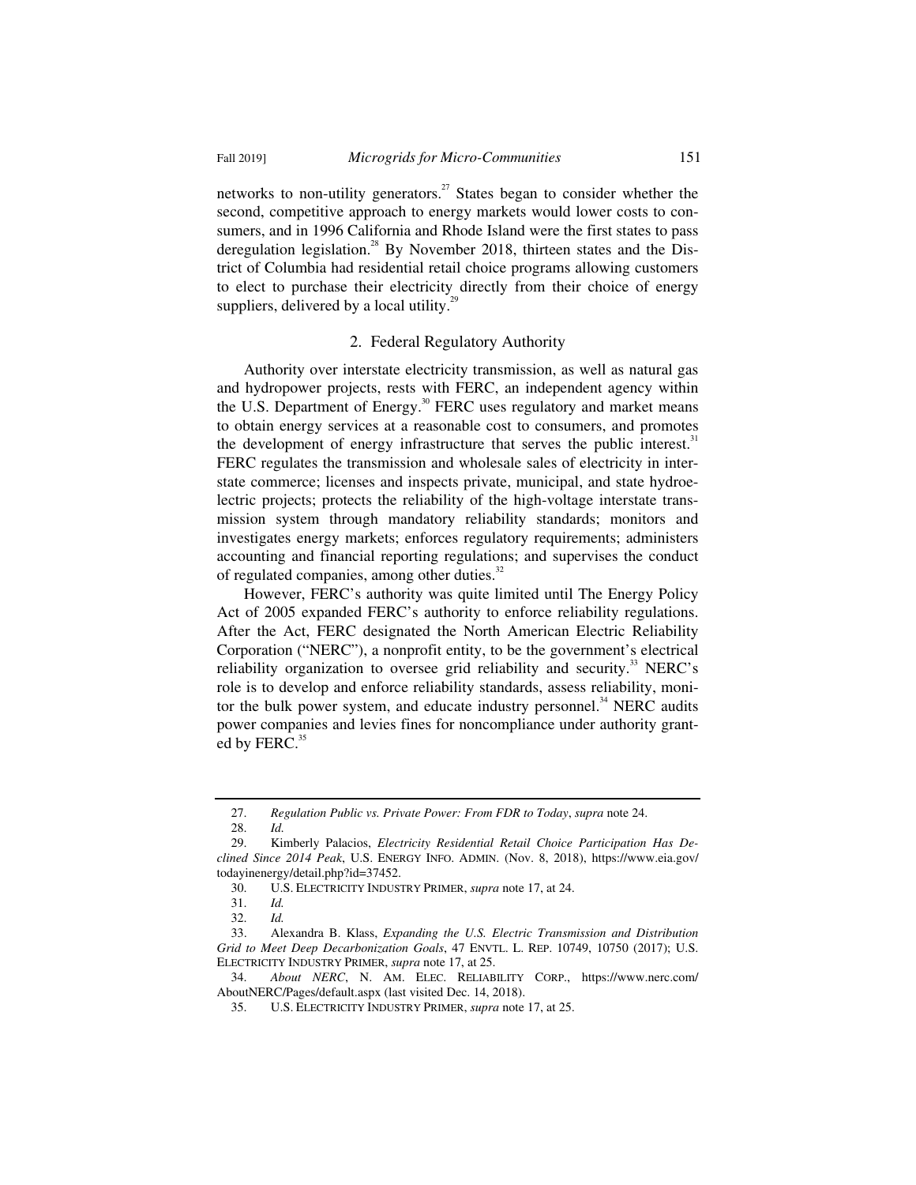networks to non-utility generators.[27] States began to consider whether the second, competitive approach to energy markets would lower costs to consumers, and in 1996 California and Rhode Island were the first states to pass deregulation legislation.[28] By November 2018, thirteen states and the District of Columbia had residential retail choice programs allowing customers to elect to purchase their electricity directly from their choice of energy suppliers, delivered by a local utility.[29]

### 2. Federal Regulatory Authority

Authority over interstate electricity transmission, as well as natural gas and hydropower projects, rests with FERC, an independent agency within the U.S. Department of Energy.[30] FERC uses regulatory and market means to obtain energy services at a reasonable cost to consumers, and promotes the development of energy infrastructure that serves the public interest.[31] FERC regulates the transmission and wholesale sales of electricity in interstate commerce; licenses and inspects private, municipal, and state hydroelectric projects; protects the reliability of the high-voltage interstate transmission system through mandatory reliability standards; monitors and investigates energy markets; enforces regulatory requirements; administers accounting and financial reporting regulations; and supervises the conduct of regulated companies, among other duties.[32]

However, FERC's authority was quite limited until The Energy Policy Act of 2005 expanded FERC's authority to enforce reliability regulations. After the Act, FERC designated the North American Electric Reliability Corporation ("NERC"), a nonprofit entity, to be the government's electrical reliability organization to oversee grid reliability and security.[33] NERC's role is to develop and enforce reliability standards, assess reliability, monitor the bulk power system, and educate industry personnel.[34] NERC audits power companies and levies fines for noncompliance under authority granted by FERC.[35]

---

27. *Regulation Public vs. Private Power: From FDR to Today*, *supra* note 24.

28. *Id.*

29. Kimberly Palacios, *Electricity Residential Retail Choice Participation Has Declined Since 2014 Peak*, U.S. ENERGY INFO. ADMIN. (Nov. 8, 2018), https://www.eia.gov/todayinenergy/detail.php?id=37452.

30. U.S. ELECTRICITY INDUSTRY PRIMER, *supra* note 17, at 24.

31. *Id.*

32. *Id.*

33. Alexandra B. Klass, *Expanding the U.S. Electric Transmission and Distribution Grid to Meet Deep Decarbonization Goals*, 47 ENVTL. L. REP. 10749, 10750 (2017); U.S. ELECTRICITY INDUSTRY PRIMER, *supra* note 17, at 25.

34. *About NERC*, N. AM. ELEC. RELIABILITY CORP., https://www.nerc.com/AboutNERC/Pages/default.aspx (last visited Dec. 14, 2018).

35. U.S. ELECTRICITY INDUSTRY PRIMER, *supra* note 17, at 25.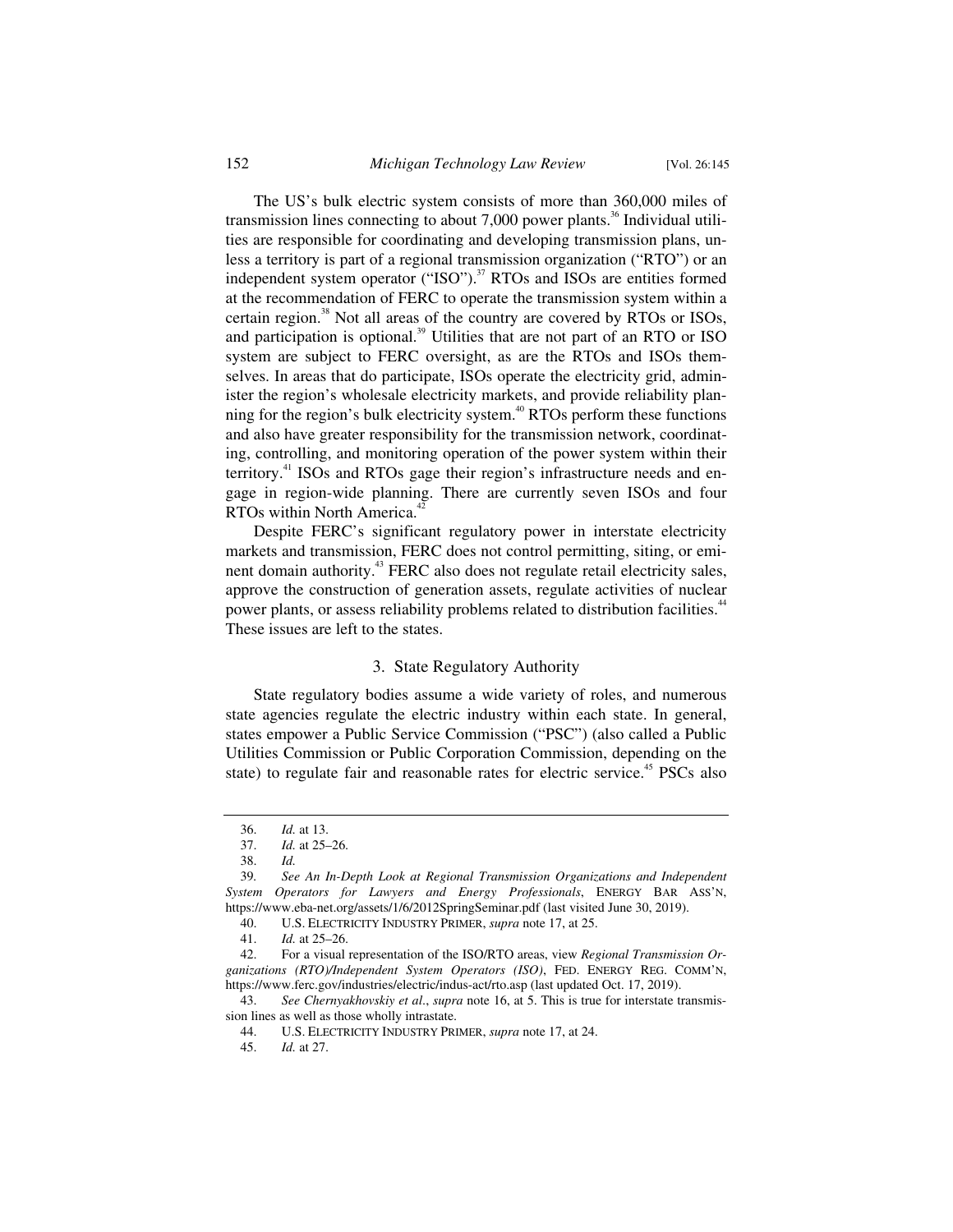The US's bulk electric system consists of more than 360,000 miles of transmission lines connecting to about 7,000 power plants.[36] Individual utilities are responsible for coordinating and developing transmission plans, unless a territory is part of a regional transmission organization ("RTO") or an independent system operator ("ISO").[37] RTOs and ISOs are entities formed at the recommendation of FERC to operate the transmission system within a certain region.[38] Not all areas of the country are covered by RTOs or ISOs, and participation is optional.[39] Utilities that are not part of an RTO or ISO system are subject to FERC oversight, as are the RTOs and ISOs themselves. In areas that do participate, ISOs operate the electricity grid, administer the region's wholesale electricity markets, and provide reliability planning for the region's bulk electricity system.[40] RTOs perform these functions and also have greater responsibility for the transmission network, coordinating, controlling, and monitoring operation of the power system within their territory.[41] ISOs and RTOs gage their region's infrastructure needs and engage in region-wide planning. There are currently seven ISOs and four RTOs within North America.[42]

Despite FERC's significant regulatory power in interstate electricity markets and transmission, FERC does not control permitting, siting, or eminent domain authority.[43] FERC also does not regulate retail electricity sales, approve the construction of generation assets, regulate activities of nuclear power plants, or assess reliability problems related to distribution facilities.[44] These issues are left to the states.

### 3. State Regulatory Authority

State regulatory bodies assume a wide variety of roles, and numerous state agencies regulate the electric industry within each state. In general, states empower a Public Service Commission ("PSC") (also called a Public Utilities Commission or Public Corporation Commission, depending on the state) to regulate fair and reasonable rates for electric service.[45] PSCs also

---

36. *Id.* at 13.

37. *Id.* at 25–26.

38. *Id.*

39. *See An In-Depth Look at Regional Transmission Organizations and Independent System Operators for Lawyers and Energy Professionals*, ENERGY BAR ASS'N, https://www.eba-net.org/assets/1/6/2012SpringSeminar.pdf (last visited June 30, 2019).

40. U.S. ELECTRICITY INDUSTRY PRIMER, *supra* note 17, at 25.

41. *Id.* at 25–26.

42. For a visual representation of the ISO/RTO areas, view *Regional Transmission Organizations (RTO)/Independent System Operators (ISO)*, FED. ENERGY REG. COMM'N, https://www.ferc.gov/industries/electric/indus-act/rto.asp (last updated Oct. 17, 2019).

43. *See Chernyakhovskiy et al.*, *supra* note 16, at 5. This is true for interstate transmission lines as well as those wholly intrastate.

44. U.S. ELECTRICITY INDUSTRY PRIMER, *supra* note 17, at 24.

45. *Id.* at 27.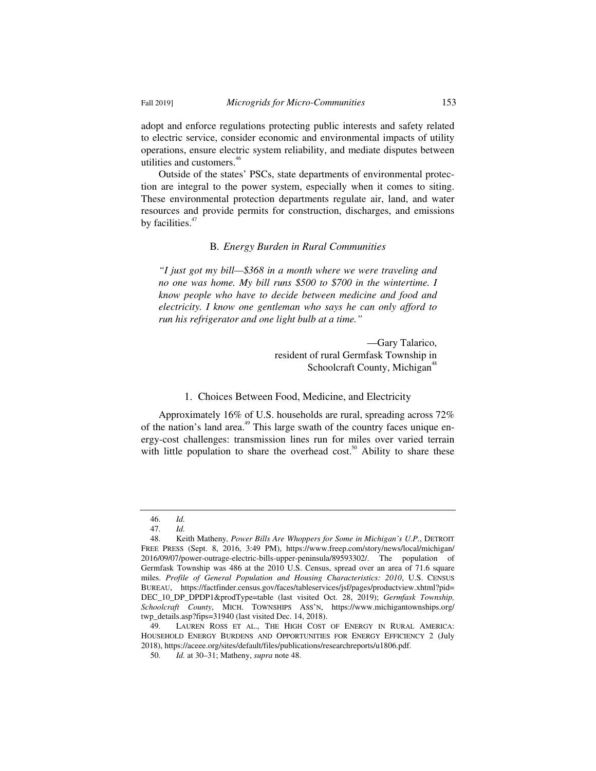adopt and enforce regulations protecting public interests and safety related to electric service, consider economic and environmental impacts of utility operations, ensure electric system reliability, and mediate disputes between utilities and customers.[46]

Outside of the states' PSCs, state departments of environmental protection are integral to the power system, especially when it comes to siting. These environmental protection departments regulate air, land, and water resources and provide permits for construction, discharges, and emissions by facilities.[47]

### B. *Energy Burden in Rural Communities*

> *"I just got my bill—$368 in a month where we were traveling and no one was home. My bill runs $500 to $700 in the wintertime. I know people who have to decide between medicine and food and electricity. I know one gentleman who says he can only afford to run his refrigerator and one light bulb at a time."*
>
> —Gary Talarico,
> resident of rural Germfask Township in
> Schoolcraft County, Michigan[48]

#### 1. Choices Between Food, Medicine, and Electricity

Approximately 16% of U.S. households are rural, spreading across 72% of the nation's land area.[49] This large swath of the country faces unique energy-cost challenges: transmission lines run for miles over varied terrain with little population to share the overhead cost.[50] Ability to share these

---

46. *Id.*

47. *Id.*

48. Keith Matheny*, Power Bills Are Whoppers for Some in Michigan's U.P.*, DETROIT FREE PRESS (Sept. 8, 2016, 3:49 PM), https://www.freep.com/story/news/local/michigan/2016/09/07/power-outrage-electric-bills-upper-peninsula/89593302/. The population of Germfask Township was 486 at the 2010 U.S. Census, spread over an area of 71.6 square miles. *Profile of General Population and Housing Characteristics: 2010*, U.S. CENSUS BUREAU, https://factfinder.census.gov/faces/tableservices/jsf/pages/productview.xhtml?pid=DEC_10_DP_DPDP1&prodType=table (last visited Oct. 28, 2019); *Germfask Township, Schoolcraft County*, MICH. TOWNSHIPS ASS'N, https://www.michigantownships.org/twp_details.asp?fips=31940 (last visited Dec. 14, 2018).

49. LAUREN ROSS ET AL., THE HIGH COST OF ENERGY IN RURAL AMERICA: HOUSEHOLD ENERGY BURDENS AND OPPORTUNITIES FOR ENERGY EFFICIENCY 2 (July 2018), https://aceee.org/sites/default/files/publications/researchreports/u1806.pdf.

50. *Id.* at 30–31; Matheny, *supra* note 48.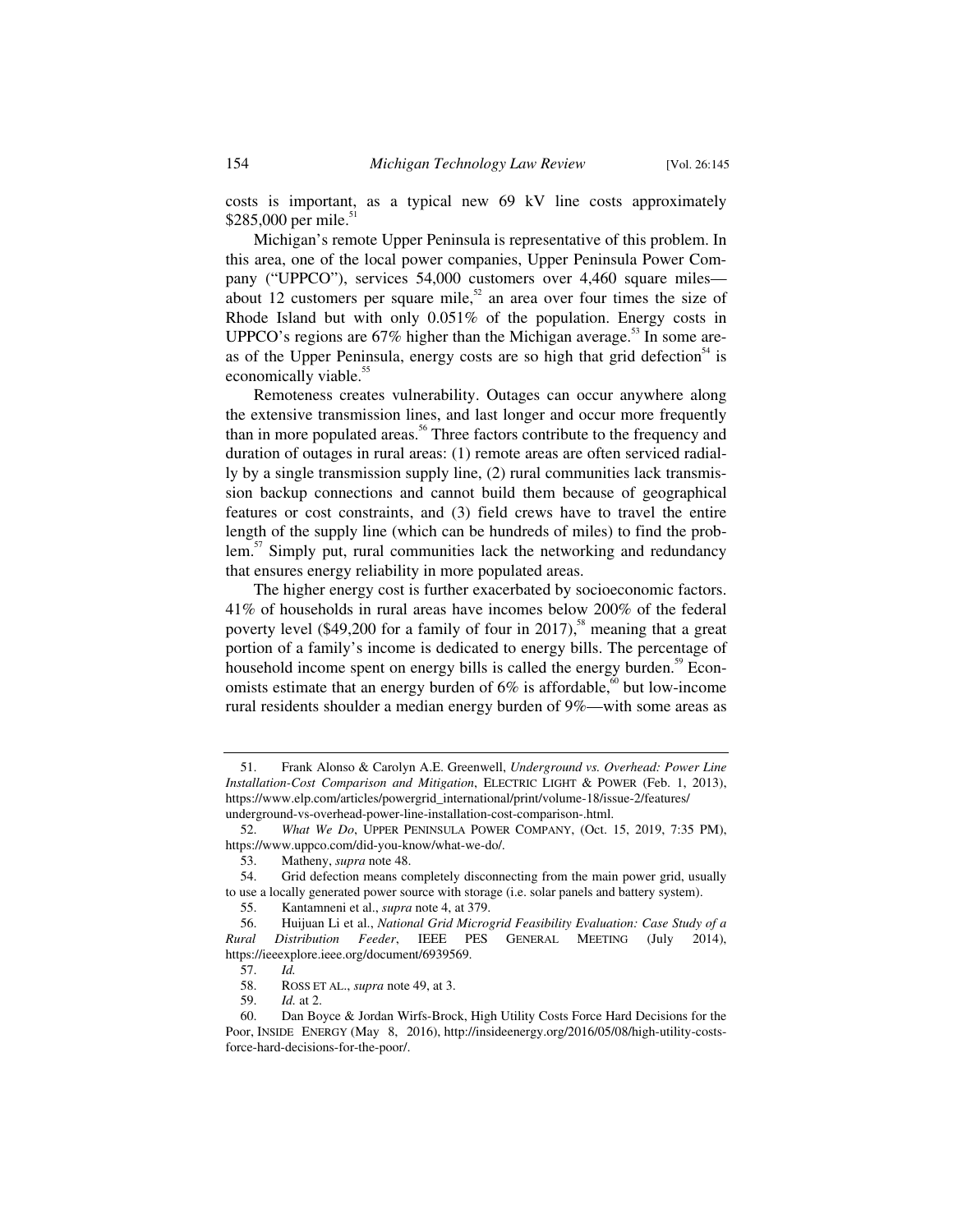costs is important, as a typical new 69 kV line costs approximately $285,000 per mile.[51]

Michigan's remote Upper Peninsula is representative of this problem. In this area, one of the local power companies, Upper Peninsula Power Company ("UPPCO"), services 54,000 customers over 4,460 square miles—about 12 customers per square mile,[52] an area over four times the size of Rhode Island but with only 0.051% of the population. Energy costs in UPPCO's regions are 67% higher than the Michigan average.[53] In some areas of the Upper Peninsula, energy costs are so high that grid defection[54] is economically viable.[55]

Remoteness creates vulnerability. Outages can occur anywhere along the extensive transmission lines, and last longer and occur more frequently than in more populated areas.[56] Three factors contribute to the frequency and duration of outages in rural areas: (1) remote areas are often serviced radially by a single transmission supply line, (2) rural communities lack transmission backup connections and cannot build them because of geographical features or cost constraints, and (3) field crews have to travel the entire length of the supply line (which can be hundreds of miles) to find the problem.[57] Simply put, rural communities lack the networking and redundancy that ensures energy reliability in more populated areas.

The higher energy cost is further exacerbated by socioeconomic factors. 41% of households in rural areas have incomes below 200% of the federal poverty level ($49,200 for a family of four in 2017),[58] meaning that a great portion of a family's income is dedicated to energy bills. The percentage of household income spent on energy bills is called the energy burden.[59] Economists estimate that an energy burden of 6% is affordable,[60] but low-income rural residents shoulder a median energy burden of 9%—with some areas as

---

51. Frank Alonso & Carolyn A.E. Greenwell, *Underground vs. Overhead: Power Line Installation-Cost Comparison and Mitigation*, ELECTRIC LIGHT & POWER (Feb. 1, 2013), https://www.elp.com/articles/powergrid_international/print/volume-18/issue-2/features/underground-vs-overhead-power-line-installation-cost-comparison-.html.

52. *What We Do*, UPPER PENINSULA POWER COMPANY, (Oct. 15, 2019, 7:35 PM), https://www.uppco.com/did-you-know/what-we-do/.

53. Matheny, *supra* note 48.

54. Grid defection means completely disconnecting from the main power grid, usually to use a locally generated power source with storage (i.e. solar panels and battery system).

55. Kantamneni et al., *supra* note 4, at 379.

56. Huijuan Li et al., *National Grid Microgrid Feasibility Evaluation: Case Study of a Rural Distribution Feeder*, IEEE PES GENERAL MEETING (July 2014), https://ieeexplore.ieee.org/document/6939569.

57. *Id.*

58. ROSS ET AL., *supra* note 49, at 3.

59. *Id.* at 2.

60. Dan Boyce & Jordan Wirfs-Brock, High Utility Costs Force Hard Decisions for the Poor, INSIDE ENERGY (May 8, 2016), http://insideenergy.org/2016/05/08/high-utility-costs-force-hard-decisions-for-the-poor/.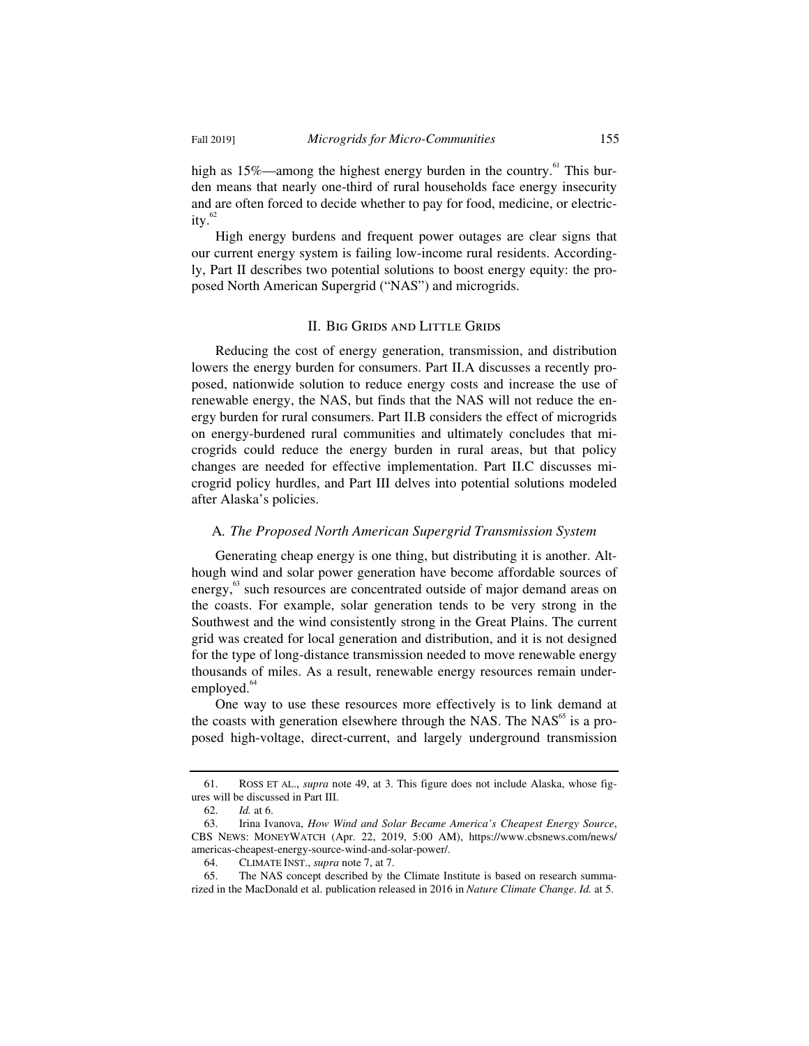high as 15%—among the highest energy burden in the country.[61] This burden means that nearly one-third of rural households face energy insecurity and are often forced to decide whether to pay for food, medicine, or electricity.[62]

High energy burdens and frequent power outages are clear signs that our current energy system is failing low-income rural residents. Accordingly, Part II describes two potential solutions to boost energy equity: the proposed North American Supergrid ("NAS") and microgrids.

## II. Big Grids and Little Grids

Reducing the cost of energy generation, transmission, and distribution lowers the energy burden for consumers. Part II.A discusses a recently proposed, nationwide solution to reduce energy costs and increase the use of renewable energy, the NAS, but finds that the NAS will not reduce the energy burden for rural consumers. Part II.B considers the effect of microgrids on energy-burdened rural communities and ultimately concludes that microgrids could reduce the energy burden in rural areas, but that policy changes are needed for effective implementation. Part II.C discusses microgrid policy hurdles, and Part III delves into potential solutions modeled after Alaska's policies.

### A. *The Proposed North American Supergrid Transmission System*

Generating cheap energy is one thing, but distributing it is another. Although wind and solar power generation have become affordable sources of energy,[63] such resources are concentrated outside of major demand areas on the coasts. For example, solar generation tends to be very strong in the Southwest and the wind consistently strong in the Great Plains. The current grid was created for local generation and distribution, and it is not designed for the type of long-distance transmission needed to move renewable energy thousands of miles. As a result, renewable energy resources remain underemployed.[64]

One way to use these resources more effectively is to link demand at the coasts with generation elsewhere through the NAS. The NAS[65] is a proposed high-voltage, direct-current, and largely underground transmission

---

61. Ross et al., *supra* note 49, at 3. This figure does not include Alaska, whose figures will be discussed in Part III.

62. *Id.* at 6.

63. Irina Ivanova, *How Wind and Solar Became America's Cheapest Energy Source*, CBS News: MoneyWatch (Apr. 22, 2019, 5:00 AM), https://www.cbsnews.com/news/americas-cheapest-energy-source-wind-and-solar-power/.

64. Climate Inst., *supra* note 7, at 7.

65. The NAS concept described by the Climate Institute is based on research summarized in the MacDonald et al. publication released in 2016 in *Nature Climate Change*. *Id.* at 5.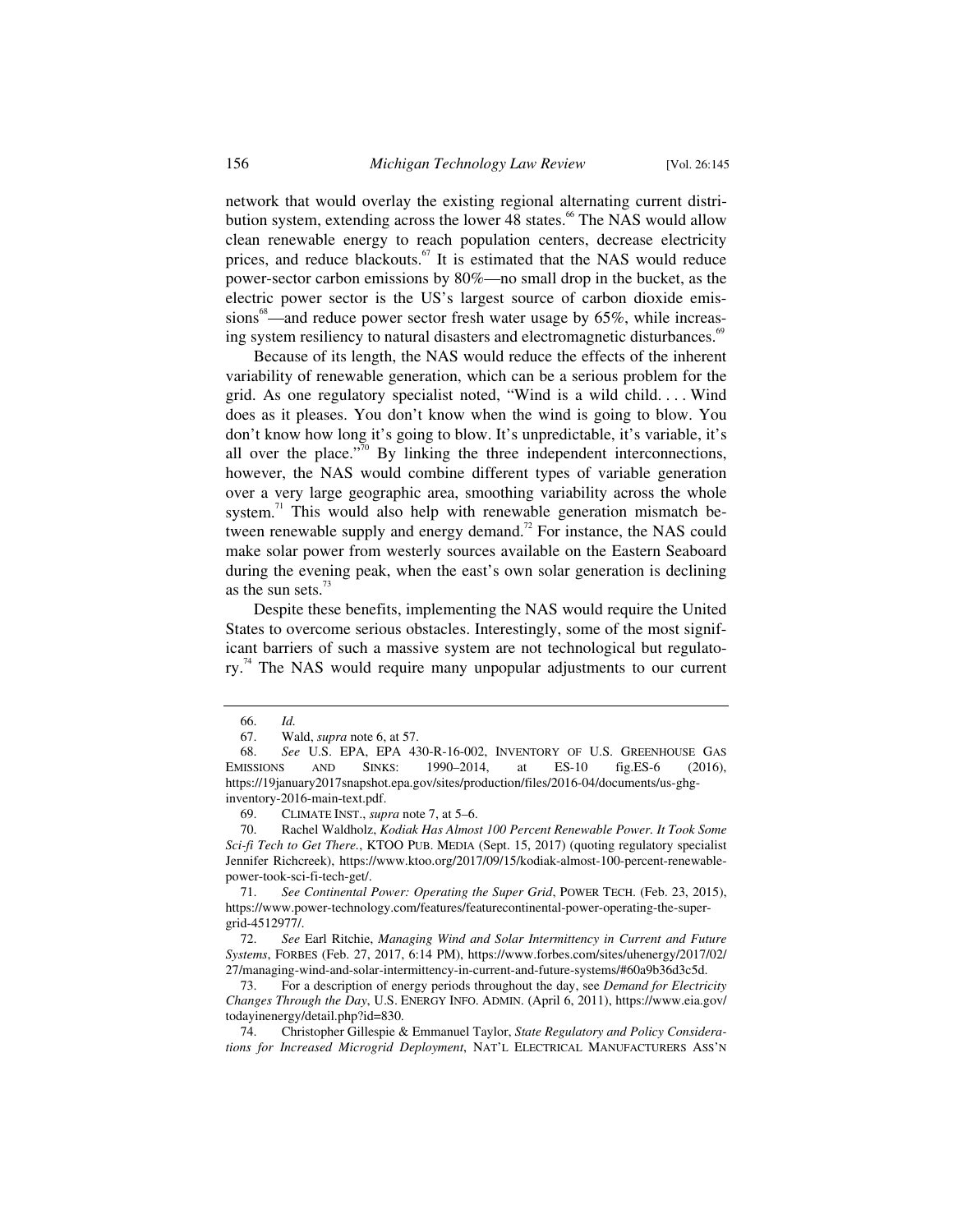network that would overlay the existing regional alternating current distribution system, extending across the lower 48 states.[66] The NAS would allow clean renewable energy to reach population centers, decrease electricity prices, and reduce blackouts.[67] It is estimated that the NAS would reduce power-sector carbon emissions by 80%—no small drop in the bucket, as the electric power sector is the US's largest source of carbon dioxide emissions[68]—and reduce power sector fresh water usage by 65%, while increasing system resiliency to natural disasters and electromagnetic disturbances.[69]

Because of its length, the NAS would reduce the effects of the inherent variability of renewable generation, which can be a serious problem for the grid. As one regulatory specialist noted, "Wind is a wild child. . . . Wind does as it pleases. You don't know when the wind is going to blow. You don't know how long it's going to blow. It's unpredictable, it's variable, it's all over the place."[70] By linking the three independent interconnections, however, the NAS would combine different types of variable generation over a very large geographic area, smoothing variability across the whole system.[71] This would also help with renewable generation mismatch between renewable supply and energy demand.[72] For instance, the NAS could make solar power from westerly sources available on the Eastern Seaboard during the evening peak, when the east's own solar generation is declining as the sun sets.[73]

Despite these benefits, implementing the NAS would require the United States to overcome serious obstacles. Interestingly, some of the most significant barriers of such a massive system are not technological but regulatory.[74] The NAS would require many unpopular adjustments to our current

---

66. *Id.*

67. Wald, *supra* note 6, at 57.

68. *See* U.S. EPA, EPA 430-R-16-002, INVENTORY OF U.S. GREENHOUSE GAS EMISSIONS AND SINKS: 1990–2014, at ES-10 fig.ES-6 (2016), https://19january2017snapshot.epa.gov/sites/production/files/2016-04/documents/us-ghg-inventory-2016-main-text.pdf.

69. CLIMATE INST., *supra* note 7, at 5–6.

70. Rachel Waldholz, *Kodiak Has Almost 100 Percent Renewable Power. It Took Some Sci-fi Tech to Get There.*, KTOO PUB. MEDIA (Sept. 15, 2017) (quoting regulatory specialist Jennifer Richcreek), https://www.ktoo.org/2017/09/15/kodiak-almost-100-percent-renewable-power-took-sci-fi-tech-get/.

71. *See Continental Power: Operating the Super Grid*, POWER TECH. (Feb. 23, 2015), https://www.power-technology.com/features/featurecontinental-power-operating-the-super-grid-4512977/.

72. *See* Earl Ritchie, *Managing Wind and Solar Intermittency in Current and Future Systems*, FORBES (Feb. 27, 2017, 6:14 PM), https://www.forbes.com/sites/uhenergy/2017/02/27/managing-wind-and-solar-intermittency-in-current-and-future-systems/#60a9b36d3c5d.

73. For a description of energy periods throughout the day, see *Demand for Electricity Changes Through the Day*, U.S. ENERGY INFO. ADMIN. (April 6, 2011), https://www.eia.gov/todayinenergy/detail.php?id=830.

74. Christopher Gillespie & Emmanuel Taylor, *State Regulatory and Policy Considerations for Increased Microgrid Deployment*, NAT'L ELECTRICAL MANUFACTURERS ASS'N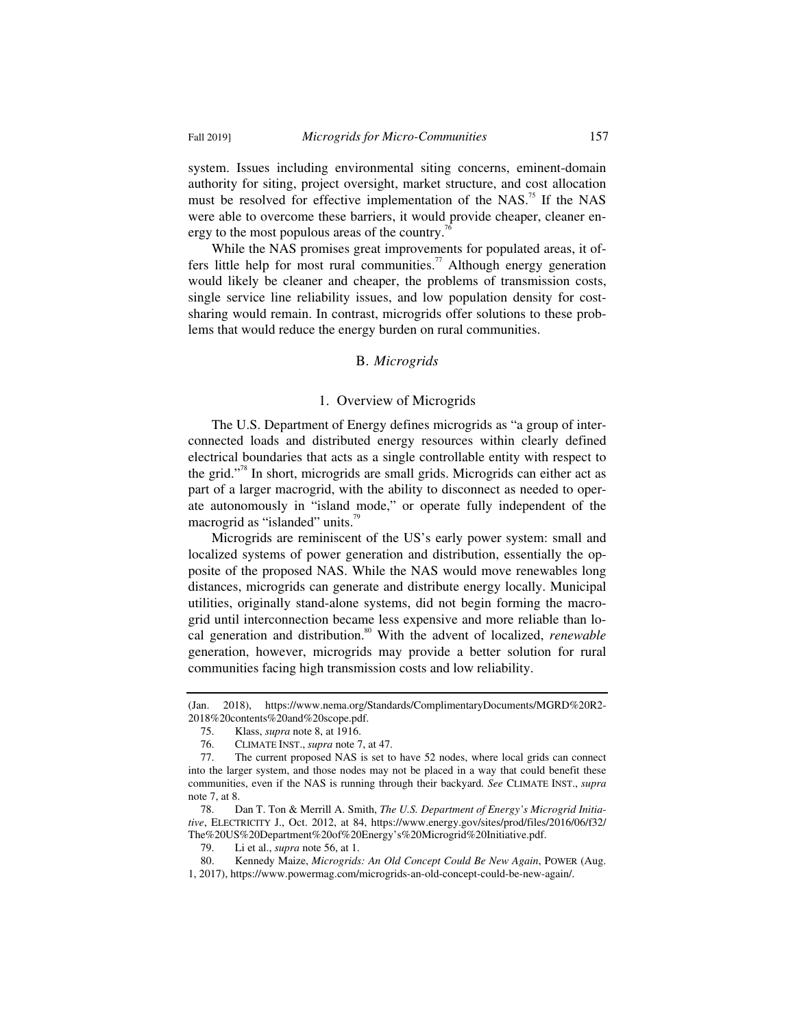system. Issues including environmental siting concerns, eminent-domain authority for siting, project oversight, market structure, and cost allocation must be resolved for effective implementation of the NAS.[75] If the NAS were able to overcome these barriers, it would provide cheaper, cleaner energy to the most populous areas of the country.[76]

While the NAS promises great improvements for populated areas, it offers little help for most rural communities.[77] Although energy generation would likely be cleaner and cheaper, the problems of transmission costs, single service line reliability issues, and low population density for cost-sharing would remain. In contrast, microgrids offer solutions to these problems that would reduce the energy burden on rural communities.

### B. *Microgrids*

#### 1. Overview of Microgrids

The U.S. Department of Energy defines microgrids as "a group of interconnected loads and distributed energy resources within clearly defined electrical boundaries that acts as a single controllable entity with respect to the grid."[78] In short, microgrids are small grids. Microgrids can either act as part of a larger macrogrid, with the ability to disconnect as needed to operate autonomously in "island mode," or operate fully independent of the macrogrid as "islanded" units.[79]

Microgrids are reminiscent of the US's early power system: small and localized systems of power generation and distribution, essentially the opposite of the proposed NAS. While the NAS would move renewables long distances, microgrids can generate and distribute energy locally. Municipal utilities, originally stand-alone systems, did not begin forming the macrogrid until interconnection became less expensive and more reliable than local generation and distribution.[80] With the advent of localized, *renewable* generation, however, microgrids may provide a better solution for rural communities facing high transmission costs and low reliability.

---

(Jan. 2018), https://www.nema.org/Standards/ComplimentaryDocuments/MGRD%20R2-2018%20contents%20and%20scope.pdf.

75. Klass, *supra* note 8, at 1916.

76. CLIMATE INST., *supra* note 7, at 47.

77. The current proposed NAS is set to have 52 nodes, where local grids can connect into the larger system, and those nodes may not be placed in a way that could benefit these communities, even if the NAS is running through their backyard. *See* CLIMATE INST., *supra* note 7, at 8.

78. Dan T. Ton & Merrill A. Smith, *The U.S. Department of Energy's Microgrid Initiative*, ELECTRICITY J., Oct. 2012, at 84, https://www.energy.gov/sites/prod/files/2016/06/f32/The%20US%20Department%20of%20Energy's%20Microgrid%20Initiative.pdf.

79. Li et al., *supra* note 56, at 1.

80. Kennedy Maize, *Microgrids: An Old Concept Could Be New Again*, POWER (Aug. 1, 2017), https://www.powermag.com/microgrids-an-old-concept-could-be-new-again/.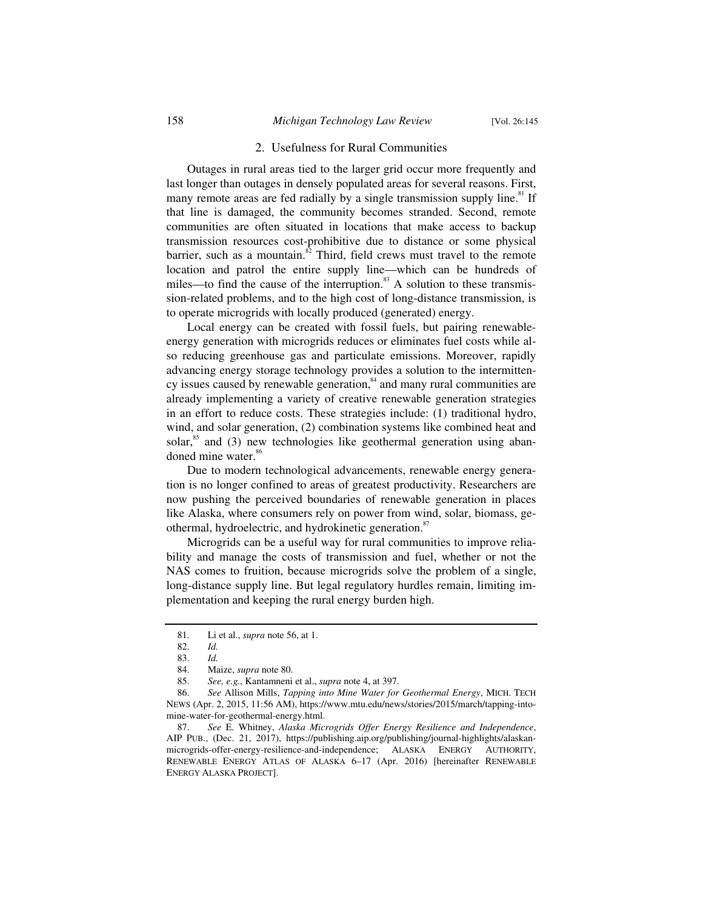### 2. Usefulness for Rural Communities

Outages in rural areas tied to the larger grid occur more frequently and last longer than outages in densely populated areas for several reasons. First, many remote areas are fed radially by a single transmission supply line.[81] If that line is damaged, the community becomes stranded. Second, remote communities are often situated in locations that make access to backup transmission resources cost-prohibitive due to distance or some physical barrier, such as a mountain.[82] Third, field crews must travel to the remote location and patrol the entire supply line—which can be hundreds of miles—to find the cause of the interruption.[83] A solution to these transmission-related problems, and to the high cost of long-distance transmission, is to operate microgrids with locally produced (generated) energy.

Local energy can be created with fossil fuels, but pairing renewable-energy generation with microgrids reduces or eliminates fuel costs while also reducing greenhouse gas and particulate emissions. Moreover, rapidly advancing energy storage technology provides a solution to the intermittency issues caused by renewable generation,[84] and many rural communities are already implementing a variety of creative renewable generation strategies in an effort to reduce costs. These strategies include: (1) traditional hydro, wind, and solar generation, (2) combination systems like combined heat and solar,[85] and (3) new technologies like geothermal generation using abandoned mine water.[86]

Due to modern technological advancements, renewable energy generation is no longer confined to areas of greatest productivity. Researchers are now pushing the perceived boundaries of renewable generation in places like Alaska, where consumers rely on power from wind, solar, biomass, geothermal, hydroelectric, and hydrokinetic generation.[87]

Microgrids can be a useful way for rural communities to improve reliability and manage the costs of transmission and fuel, whether or not the NAS comes to fruition, because microgrids solve the problem of a single, long-distance supply line. But legal regulatory hurdles remain, limiting implementation and keeping the rural energy burden high.

---

81. Li et al., *supra* note 56, at 1.

82. *Id.*

83. *Id.*

84. Maize, *supra* note 80.

85. *See, e.g.*, Kantamneni et al., *supra* note 4, at 397.

86. *See* Allison Mills, *Tapping into Mine Water for Geothermal Energy*, MICH. TECH NEWS (Apr. 2, 2015, 11:56 AM), https://www.mtu.edu/news/stories/2015/march/tapping-into-mine-water-for-geothermal-energy.html.

87. *See* E. Whitney, *Alaska Microgrids Offer Energy Resilience and Independence*, AIP PUB., (Dec. 21, 2017), https://publishing.aip.org/publishing/journal-highlights/alaskan-microgrids-offer-energy-resilience-and-independence; ALASKA ENERGY AUTHORITY, RENEWABLE ENERGY ATLAS OF ALASKA 6–17 (Apr. 2016) [hereinafter RENEWABLE ENERGY ALASKA PROJECT].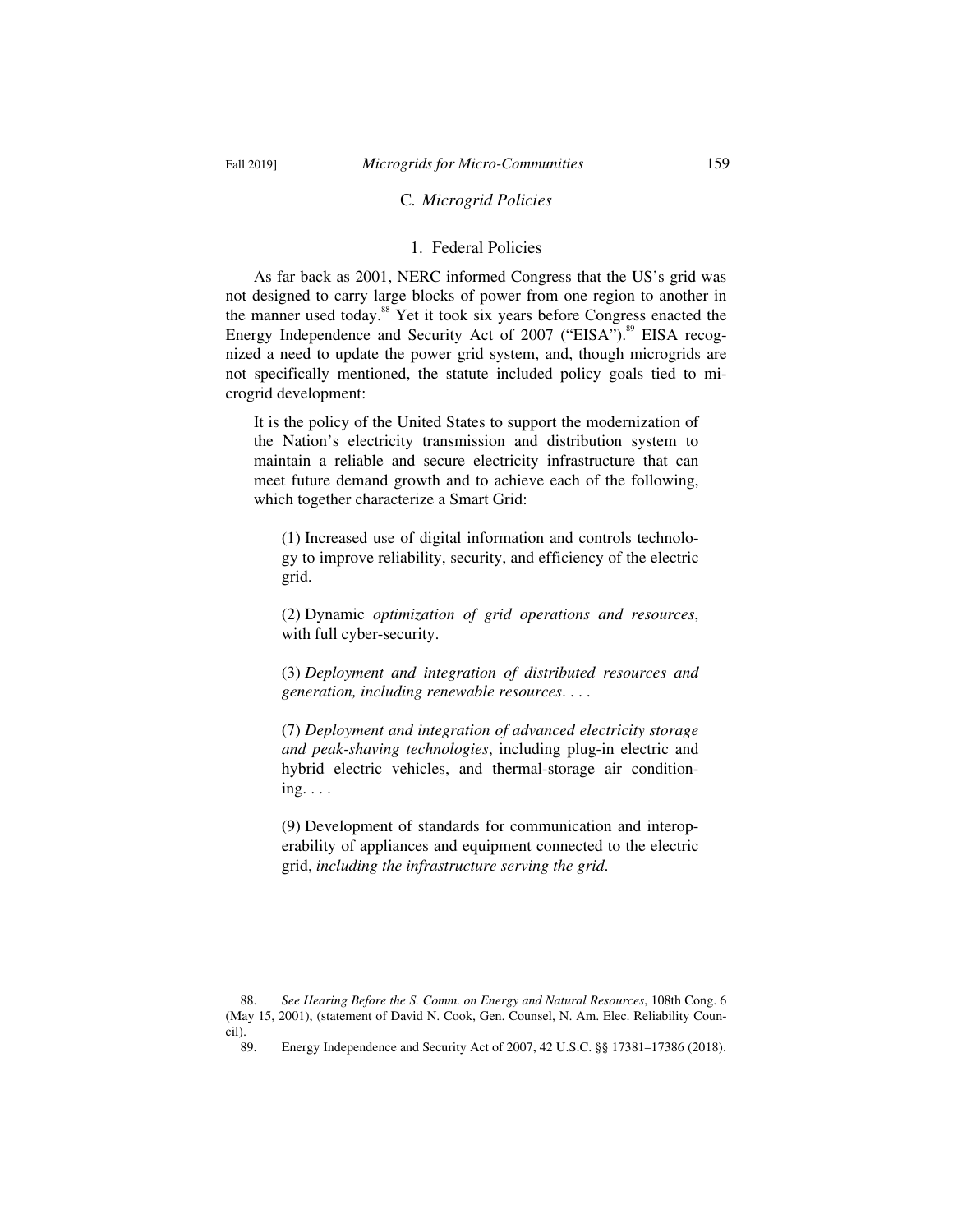### C. *Microgrid Policies*

#### 1. Federal Policies

As far back as 2001, NERC informed Congress that the US's grid was not designed to carry large blocks of power from one region to another in the manner used today.[88] Yet it took six years before Congress enacted the Energy Independence and Security Act of 2007 ("EISA").[89] EISA recognized a need to update the power grid system, and, though microgrids are not specifically mentioned, the statute included policy goals tied to microgrid development:

> It is the policy of the United States to support the modernization of the Nation's electricity transmission and distribution system to maintain a reliable and secure electricity infrastructure that can meet future demand growth and to achieve each of the following, which together characterize a Smart Grid:
>
> > (1) Increased use of digital information and controls technology to improve reliability, security, and efficiency of the electric grid.
> >
> > (2) Dynamic *optimization of grid operations and resources*, with full cyber-security.
> >
> > (3) *Deployment and integration of distributed resources and generation, including renewable resources*. . . .
> >
> > (7) *Deployment and integration of advanced electricity storage and peak-shaving technologies*, including plug-in electric and hybrid electric vehicles, and thermal-storage air conditioning. . . .
> >
> > (9) Development of standards for communication and interoperability of appliances and equipment connected to the electric grid, *including the infrastructure serving the grid*.

---

88. *See Hearing Before the S. Comm. on Energy and Natural Resources*, 108th Cong. 6 (May 15, 2001), (statement of David N. Cook, Gen. Counsel, N. Am. Elec. Reliability Council).

89. Energy Independence and Security Act of 2007, 42 U.S.C. §§ 17381–17386 (2018).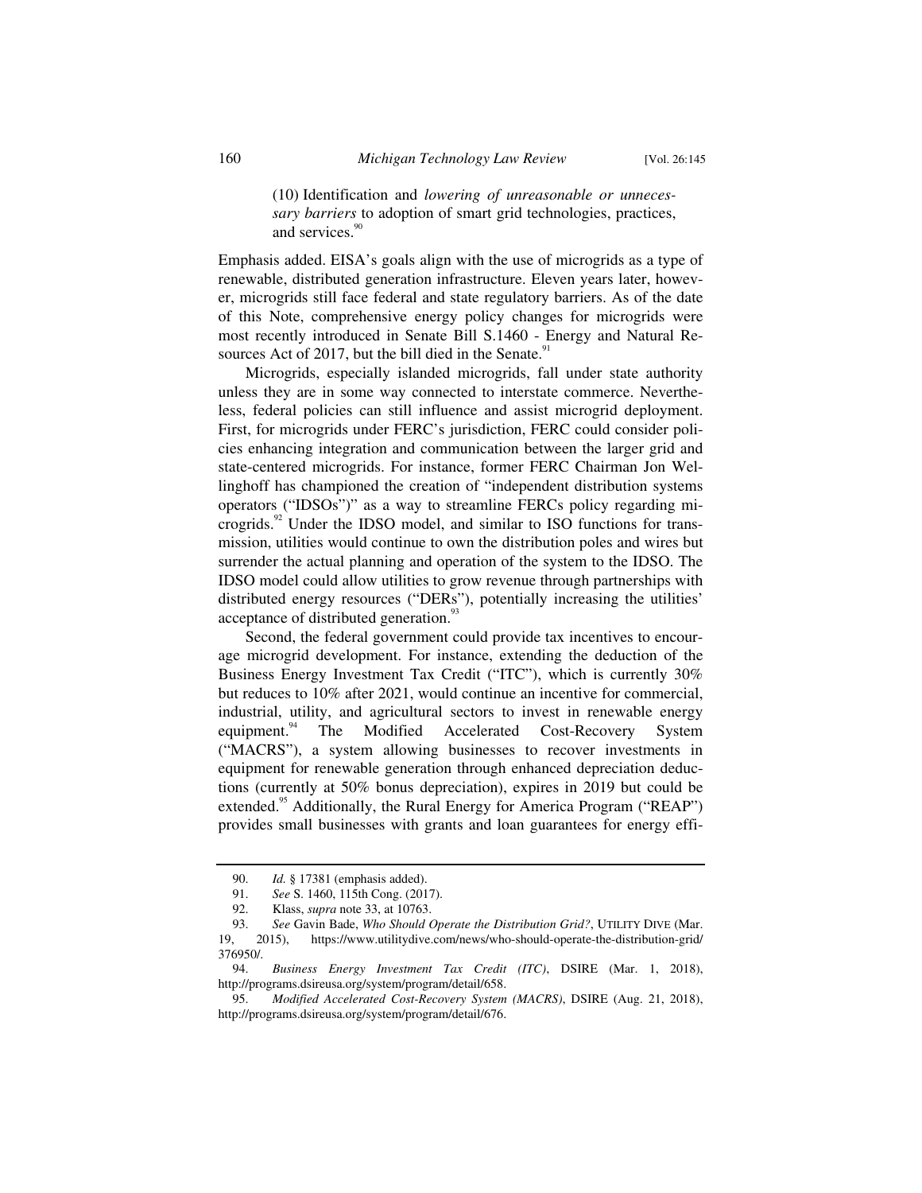> (10) Identification and *lowering of unreasonable or unnecessary barriers* to adoption of smart grid technologies, practices, and services.[90]

Emphasis added. EISA's goals align with the use of microgrids as a type of renewable, distributed generation infrastructure. Eleven years later, however, microgrids still face federal and state regulatory barriers. As of the date of this Note, comprehensive energy policy changes for microgrids were most recently introduced in Senate Bill S.1460 - Energy and Natural Resources Act of 2017, but the bill died in the Senate.[91]

Microgrids, especially islanded microgrids, fall under state authority unless they are in some way connected to interstate commerce. Nevertheless, federal policies can still influence and assist microgrid deployment. First, for microgrids under FERC's jurisdiction, FERC could consider policies enhancing integration and communication between the larger grid and state-centered microgrids. For instance, former FERC Chairman Jon Wellinghoff has championed the creation of "independent distribution systems operators ("IDSOs")" as a way to streamline FERCs policy regarding microgrids.[92] Under the IDSO model, and similar to ISO functions for transmission, utilities would continue to own the distribution poles and wires but surrender the actual planning and operation of the system to the IDSO. The IDSO model could allow utilities to grow revenue through partnerships with distributed energy resources ("DERs"), potentially increasing the utilities' acceptance of distributed generation.[93]

Second, the federal government could provide tax incentives to encourage microgrid development. For instance, extending the deduction of the Business Energy Investment Tax Credit ("ITC"), which is currently 30% but reduces to 10% after 2021, would continue an incentive for commercial, industrial, utility, and agricultural sectors to invest in renewable energy equipment.[94] The Modified Accelerated Cost-Recovery System ("MACRS"), a system allowing businesses to recover investments in equipment for renewable generation through enhanced depreciation deductions (currently at 50% bonus depreciation), expires in 2019 but could be extended.[95] Additionally, the Rural Energy for America Program ("REAP") provides small businesses with grants and loan guarantees for energy effi-

---

90. *Id.* § 17381 (emphasis added).

91. *See* S. 1460, 115th Cong. (2017).

92. Klass, *supra* note 33, at 10763.

93. *See* Gavin Bade, *Who Should Operate the Distribution Grid?*, UTILITY DIVE (Mar. 19, 2015), https://www.utilitydive.com/news/who-should-operate-the-distribution-grid/376950/.

94. *Business Energy Investment Tax Credit (ITC)*, DSIRE (Mar. 1, 2018), http://programs.dsireusa.org/system/program/detail/658.

95. *Modified Accelerated Cost-Recovery System (MACRS)*, DSIRE (Aug. 21, 2018), http://programs.dsireusa.org/system/program/detail/676.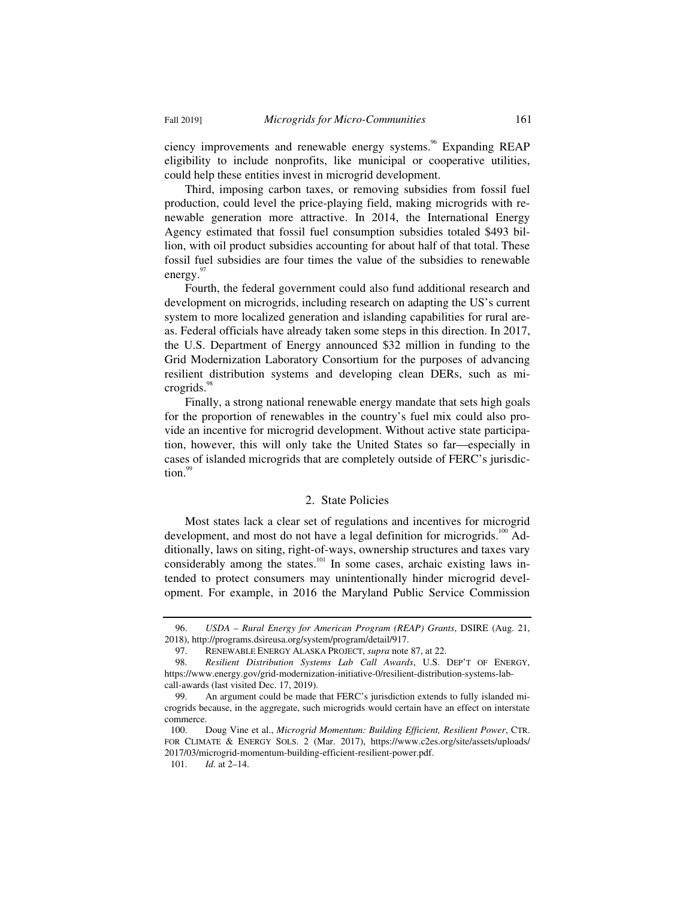ciency improvements and renewable energy systems.[96] Expanding REAP eligibility to include nonprofits, like municipal or cooperative utilities, could help these entities invest in microgrid development.

Third, imposing carbon taxes, or removing subsidies from fossil fuel production, could level the price-playing field, making microgrids with renewable generation more attractive. In 2014, the International Energy Agency estimated that fossil fuel consumption subsidies totaled $493 billion, with oil product subsidies accounting for about half of that total. These fossil fuel subsidies are four times the value of the subsidies to renewable energy.[97]

Fourth, the federal government could also fund additional research and development on microgrids, including research on adapting the US's current system to more localized generation and islanding capabilities for rural areas. Federal officials have already taken some steps in this direction. In 2017, the U.S. Department of Energy announced $32 million in funding to the Grid Modernization Laboratory Consortium for the purposes of advancing resilient distribution systems and developing clean DERs, such as microgrids.[98]

Finally, a strong national renewable energy mandate that sets high goals for the proportion of renewables in the country's fuel mix could also provide an incentive for microgrid development. Without active state participation, however, this will only take the United States so far—especially in cases of islanded microgrids that are completely outside of FERC's jurisdiction.[99]

### 2. State Policies

Most states lack a clear set of regulations and incentives for microgrid development, and most do not have a legal definition for microgrids.[100] Additionally, laws on siting, right-of-ways, ownership structures and taxes vary considerably among the states.[101] In some cases, archaic existing laws intended to protect consumers may unintentionally hinder microgrid development. For example, in 2016 the Maryland Public Service Commission

---

96. *USDA – Rural Energy for American Program (REAP) Grants*, DSIRE (Aug. 21, 2018), http://programs.dsireusa.org/system/program/detail/917.

97. RENEWABLE ENERGY ALASKA PROJECT, *supra* note 87, at 22.

98. *Resilient Distribution Systems Lab Call Awards*, U.S. DEP'T OF ENERGY, https://www.energy.gov/grid-modernization-initiative-0/resilient-distribution-systems-lab-call-awards (last visited Dec. 17, 2019).

99. An argument could be made that FERC's jurisdiction extends to fully islanded microgrids because, in the aggregate, such microgrids would certain have an effect on interstate commerce.

100. Doug Vine et al., *Microgrid Momentum: Building Efficient, Resilient Power*, CTR. FOR CLIMATE & ENERGY SOLS. 2 (Mar. 2017), https://www.c2es.org/site/assets/uploads/2017/03/microgrid-momentum-building-efficient-resilient-power.pdf.

101. *Id.* at 2–14.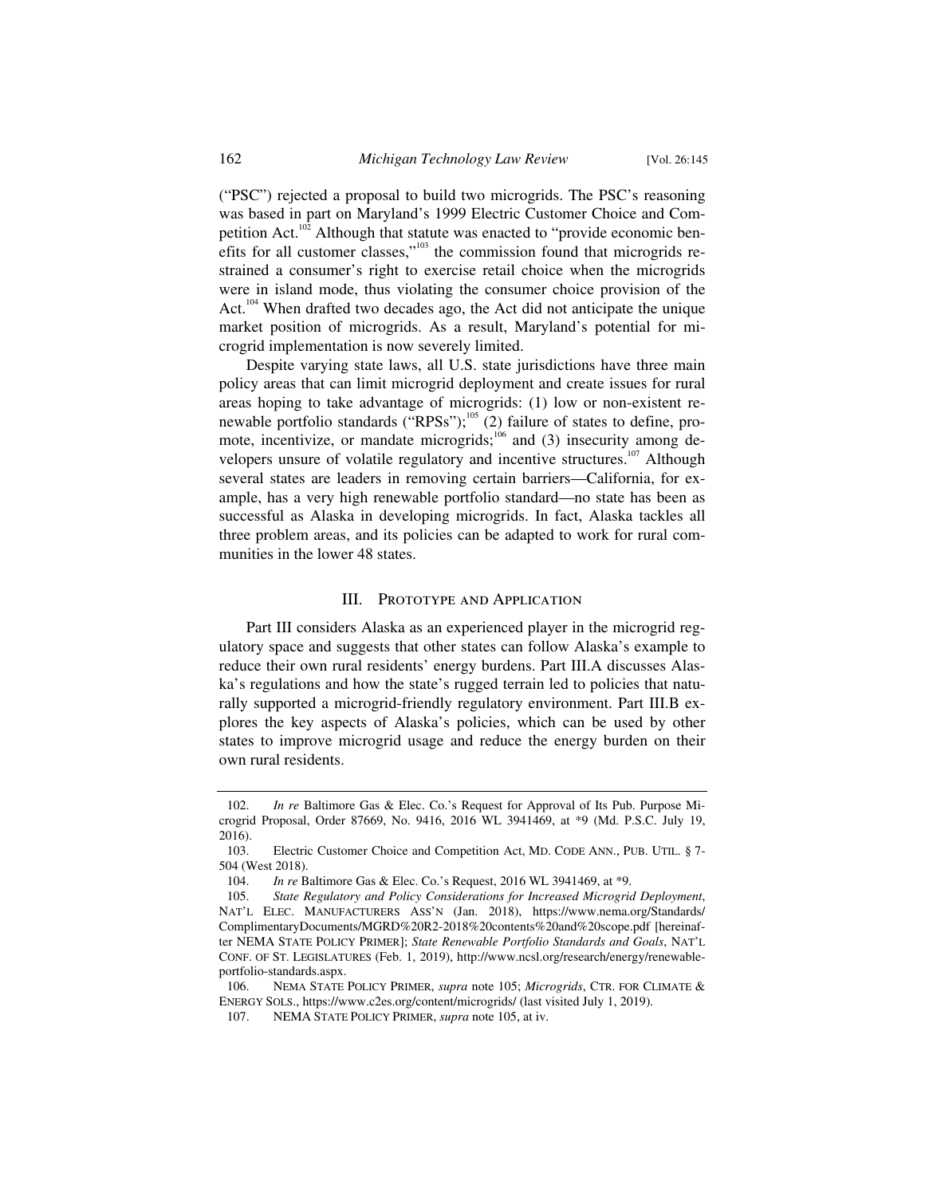("PSC") rejected a proposal to build two microgrids. The PSC's reasoning was based in part on Maryland's 1999 Electric Customer Choice and Competition Act.[102] Although that statute was enacted to "provide economic benefits for all customer classes,"[103] the commission found that microgrids restrained a consumer's right to exercise retail choice when the microgrids were in island mode, thus violating the consumer choice provision of the Act.[104] When drafted two decades ago, the Act did not anticipate the unique market position of microgrids. As a result, Maryland's potential for microgrid implementation is now severely limited.

Despite varying state laws, all U.S. state jurisdictions have three main policy areas that can limit microgrid deployment and create issues for rural areas hoping to take advantage of microgrids: (1) low or non-existent renewable portfolio standards ("RPSs");[105] (2) failure of states to define, promote, incentivize, or mandate microgrids;[106] and (3) insecurity among developers unsure of volatile regulatory and incentive structures.[107] Although several states are leaders in removing certain barriers—California, for example, has a very high renewable portfolio standard—no state has been as successful as Alaska in developing microgrids. In fact, Alaska tackles all three problem areas, and its policies can be adapted to work for rural communities in the lower 48 states.

## III. Prototype and Application

Part III considers Alaska as an experienced player in the microgrid regulatory space and suggests that other states can follow Alaska's example to reduce their own rural residents' energy burdens. Part III.A discusses Alaska's regulations and how the state's rugged terrain led to policies that naturally supported a microgrid-friendly regulatory environment. Part III.B explores the key aspects of Alaska's policies, which can be used by other states to improve microgrid usage and reduce the energy burden on their own rural residents.

---

102. *In re* Baltimore Gas & Elec. Co.'s Request for Approval of Its Pub. Purpose Microgrid Proposal, Order 87669, No. 9416, 2016 WL 3941469, at *9 (Md. P.S.C. July 19, 2016).

103. Electric Customer Choice and Competition Act, MD. CODE ANN., PUB. UTIL. § 7-504 (West 2018).

104. *In re* Baltimore Gas & Elec. Co.'s Request, 2016 WL 3941469, at *9.

105. *State Regulatory and Policy Considerations for Increased Microgrid Deployment*, NAT'L ELEC. MANUFACTURERS ASS'N (Jan. 2018), https://www.nema.org/Standards/ComplimentaryDocuments/MGRD%20R2-2018%20contents%20and%20scope.pdf [hereinafter NEMA STATE POLICY PRIMER]; *State Renewable Portfolio Standards and Goals*, NAT'L CONF. OF ST. LEGISLATURES (Feb. 1, 2019), http://www.ncsl.org/research/energy/renewable-portfolio-standards.aspx.

106. NEMA STATE POLICY PRIMER, *supra* note 105; *Microgrids*, CTR. FOR CLIMATE & ENERGY SOLS., https://www.c2es.org/content/microgrids/ (last visited July 1, 2019).

107. NEMA STATE POLICY PRIMER, *supra* note 105, at iv.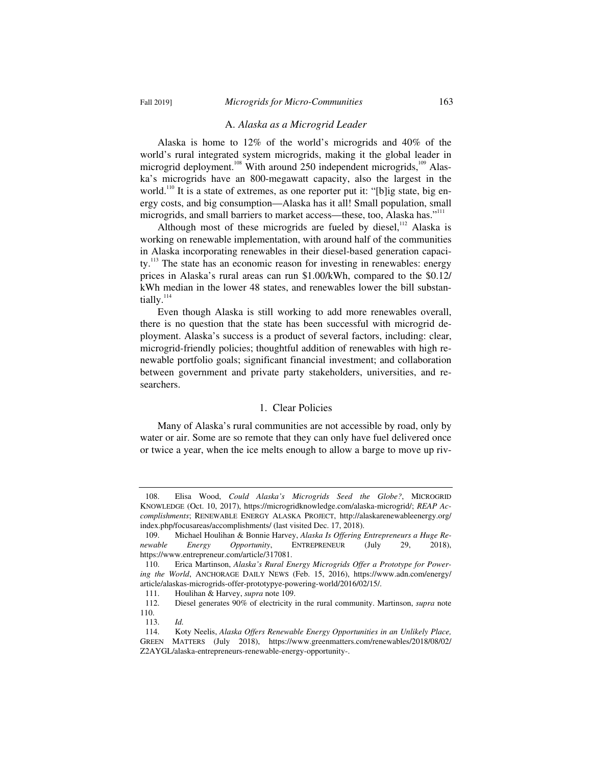### A. *Alaska as a Microgrid Leader*

Alaska is home to 12% of the world's microgrids and 40% of the world's rural integrated system microgrids, making it the global leader in microgrid deployment.[108] With around 250 independent microgrids,[109] Alaska's microgrids have an 800-megawatt capacity, also the largest in the world.[110] It is a state of extremes, as one reporter put it: "[b]ig state, big energy costs, and big consumption—Alaska has it all! Small population, small microgrids, and small barriers to market access—these, too, Alaska has."[111]

Although most of these microgrids are fueled by diesel,[112] Alaska is working on renewable implementation, with around half of the communities in Alaska incorporating renewables in their diesel-based generation capacity.[113] The state has an economic reason for investing in renewables: energy prices in Alaska's rural areas can run $1.00/kWh, compared to the $0.12/kWh median in the lower 48 states, and renewables lower the bill substantially.[114]

Even though Alaska is still working to add more renewables overall, there is no question that the state has been successful with microgrid deployment. Alaska's success is a product of several factors, including: clear, microgrid-friendly policies; thoughtful addition of renewables with high renewable portfolio goals; significant financial investment; and collaboration between government and private party stakeholders, universities, and researchers.

#### 1. Clear Policies

Many of Alaska's rural communities are not accessible by road, only by water or air. Some are so remote that they can only have fuel delivered once or twice a year, when the ice melts enough to allow a barge to move up riv-

---

108. Elisa Wood, *Could Alaska's Microgrids Seed the Globe?*, MICROGRID KNOWLEDGE (Oct. 10, 2017), https://microgridknowledge.com/alaska-microgrid/; *REAP Accomplishments*; RENEWABLE ENERGY ALASKA PROJECT, http://alaskarenewableenergy.org/index.php/focusareas/accomplishments/ (last visited Dec. 17, 2018).

109. Michael Houlihan & Bonnie Harvey, *Alaska Is Offering Entrepreneurs a Huge Renewable Energy Opportunity*, ENTREPRENEUR (July 29, 2018), https://www.entrepreneur.com/article/317081.

110. Erica Martinson, *Alaska's Rural Energy Microgrids Offer a Prototype for Powering the World*, ANCHORAGE DAILY NEWS (Feb. 15, 2016), https://www.adn.com/energy/article/alaskas-microgrids-offer-prototypye-powering-world/2016/02/15/.

111. Houlihan & Harvey, *supra* note 109.

112. Diesel generates 90% of electricity in the rural community. Martinson, *supra* note 110.

113. *Id.*

114. Koty Neelis, *Alaska Offers Renewable Energy Opportunities in an Unlikely Place,* GREEN MATTERS (July 2018), https://www.greenmatters.com/renewables/2018/08/02/Z2AYGL/alaska-entrepreneurs-renewable-energy-opportunity-.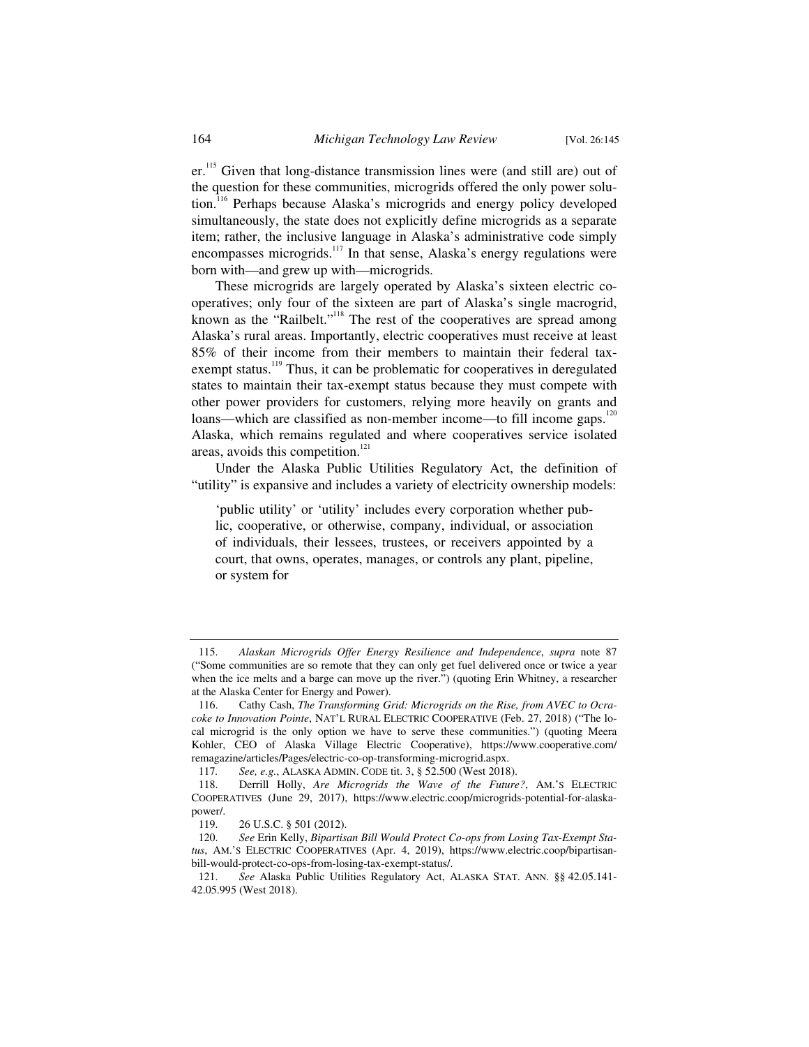er.[115] Given that long-distance transmission lines were (and still are) out of the question for these communities, microgrids offered the only power solution.[116] Perhaps because Alaska's microgrids and energy policy developed simultaneously, the state does not explicitly define microgrids as a separate item; rather, the inclusive language in Alaska's administrative code simply encompasses microgrids.[117] In that sense, Alaska's energy regulations were born with—and grew up with—microgrids.

These microgrids are largely operated by Alaska's sixteen electric cooperatives; only four of the sixteen are part of Alaska's single macrogrid, known as the "Railbelt."[118] The rest of the cooperatives are spread among Alaska's rural areas. Importantly, electric cooperatives must receive at least 85% of their income from their members to maintain their federal tax-exempt status.[119] Thus, it can be problematic for cooperatives in deregulated states to maintain their tax-exempt status because they must compete with other power providers for customers, relying more heavily on grants and loans—which are classified as non-member income—to fill income gaps.[120] Alaska, which remains regulated and where cooperatives service isolated areas, avoids this competition.[121]

Under the Alaska Public Utilities Regulatory Act, the definition of "utility" is expansive and includes a variety of electricity ownership models:

> 'public utility' or 'utility' includes every corporation whether public, cooperative, or otherwise, company, individual, or association of individuals, their lessees, trustees, or receivers appointed by a court, that owns, operates, manages, or controls any plant, pipeline, or system for

---

115. *Alaskan Microgrids Offer Energy Resilience and Independence*, *supra* note 87 ("Some communities are so remote that they can only get fuel delivered once or twice a year when the ice melts and a barge can move up the river.") (quoting Erin Whitney, a researcher at the Alaska Center for Energy and Power).

116. Cathy Cash, *The Transforming Grid: Microgrids on the Rise, from AVEC to Ocracoke to Innovation Pointe*, NAT'L RURAL ELECTRIC COOPERATIVE (Feb. 27, 2018) ("The local microgrid is the only option we have to serve these communities.") (quoting Meera Kohler, CEO of Alaska Village Electric Cooperative), https://www.cooperative.com/remagazine/articles/Pages/electric-co-op-transforming-microgrid.aspx.

117. *See, e.g.*, ALASKA ADMIN. CODE tit. 3, § 52.500 (West 2018).

118. Derrill Holly, *Are Microgrids the Wave of the Future?*, AM.'S ELECTRIC COOPERATIVES (June 29, 2017), https://www.electric.coop/microgrids-potential-for-alaska-power/.

119. 26 U.S.C. § 501 (2012).

120. *See* Erin Kelly, *Bipartisan Bill Would Protect Co-ops from Losing Tax-Exempt Status*, AM.'S ELECTRIC COOPERATIVES (Apr. 4, 2019), https://www.electric.coop/bipartisan-bill-would-protect-co-ops-from-losing-tax-exempt-status/.

121. *See* Alaska Public Utilities Regulatory Act, ALASKA STAT. ANN. §§ 42.05.141-42.05.995 (West 2018).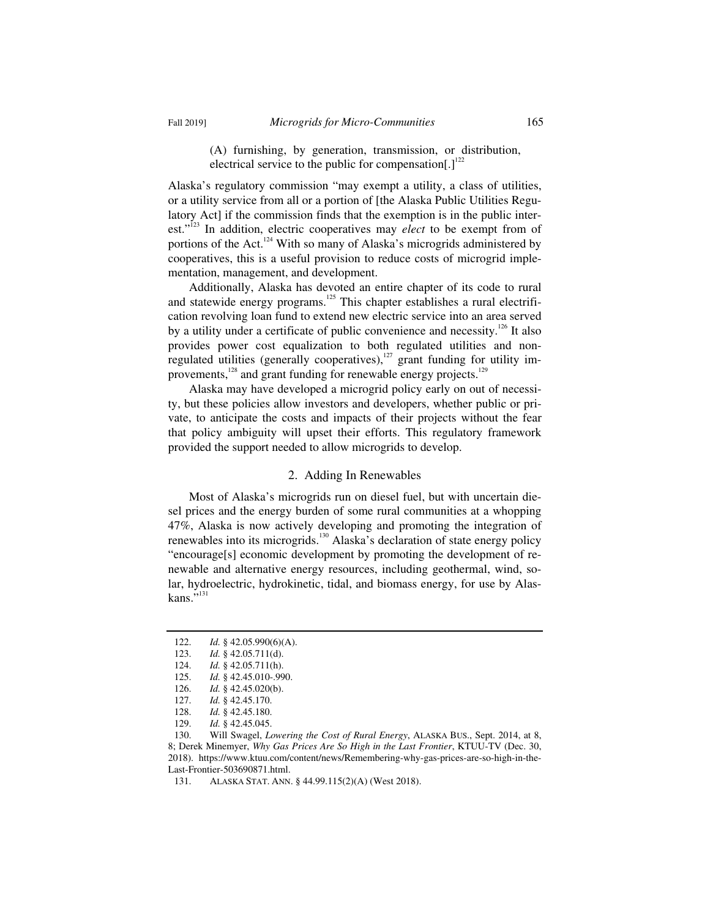(A) furnishing, by generation, transmission, or distribution, electrical service to the public for compensation[.][122]

Alaska's regulatory commission "may exempt a utility, a class of utilities, or a utility service from all or a portion of [the Alaska Public Utilities Regulatory Act] if the commission finds that the exemption is in the public interest."[123] In addition, electric cooperatives may *elect* to be exempt from of portions of the Act.[124] With so many of Alaska's microgrids administered by cooperatives, this is a useful provision to reduce costs of microgrid implementation, management, and development.

Additionally, Alaska has devoted an entire chapter of its code to rural and statewide energy programs.[125] This chapter establishes a rural electrification revolving loan fund to extend new electric service into an area served by a utility under a certificate of public convenience and necessity.[126] It also provides power cost equalization to both regulated utilities and non-regulated utilities (generally cooperatives),[127] grant funding for utility improvements,[128] and grant funding for renewable energy projects.[129]

Alaska may have developed a microgrid policy early on out of necessity, but these policies allow investors and developers, whether public or private, to anticipate the costs and impacts of their projects without the fear that policy ambiguity will upset their efforts. This regulatory framework provided the support needed to allow microgrids to develop.

### 2. Adding In Renewables

Most of Alaska's microgrids run on diesel fuel, but with uncertain diesel prices and the energy burden of some rural communities at a whopping 47%, Alaska is now actively developing and promoting the integration of renewables into its microgrids.[130] Alaska's declaration of state energy policy "encourage[s] economic development by promoting the development of renewable and alternative energy resources, including geothermal, wind, solar, hydroelectric, hydrokinetic, tidal, and biomass energy, for use by Alaskans."[131]

---

122. *Id.* § 42.05.990(6)(A).
123. *Id.* § 42.05.711(d).
124. *Id.* § 42.05.711(h).
125. *Id.* § 42.45.010-.990.
126. *Id.* § 42.45.020(b).
127. *Id.* § 42.45.170.
128. *Id.* § 42.45.180.
129. *Id.* § 42.45.045.
130. Will Swagel, *Lowering the Cost of Rural Energy*, ALASKA BUS., Sept. 2014, at 8, 8; Derek Minemyer, *Why Gas Prices Are So High in the Last Frontier*, KTUU-TV (Dec. 30, 2018). https://www.ktuu.com/content/news/Remembering-why-gas-prices-are-so-high-in-the-Last-Frontier-503690871.html.
131. ALASKA STAT. ANN. § 44.99.115(2)(A) (West 2018).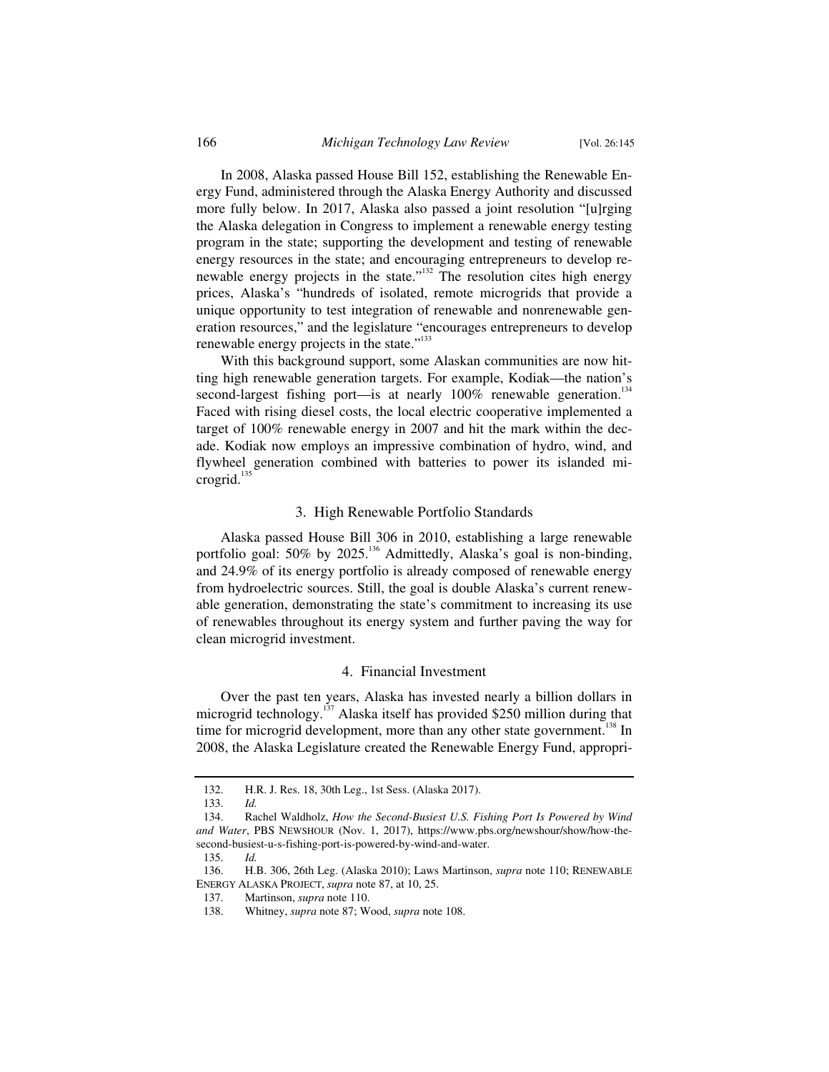In 2008, Alaska passed House Bill 152, establishing the Renewable Energy Fund, administered through the Alaska Energy Authority and discussed more fully below. In 2017, Alaska also passed a joint resolution "[u]rging the Alaska delegation in Congress to implement a renewable energy testing program in the state; supporting the development and testing of renewable energy resources in the state; and encouraging entrepreneurs to develop renewable energy projects in the state."[132] The resolution cites high energy prices, Alaska's "hundreds of isolated, remote microgrids that provide a unique opportunity to test integration of renewable and nonrenewable generation resources," and the legislature "encourages entrepreneurs to develop renewable energy projects in the state."[133]

With this background support, some Alaskan communities are now hitting high renewable generation targets. For example, Kodiak—the nation's second-largest fishing port—is at nearly 100% renewable generation.[134] Faced with rising diesel costs, the local electric cooperative implemented a target of 100% renewable energy in 2007 and hit the mark within the decade. Kodiak now employs an impressive combination of hydro, wind, and flywheel generation combined with batteries to power its islanded microgrid.[135]

### 3. High Renewable Portfolio Standards

Alaska passed House Bill 306 in 2010, establishing a large renewable portfolio goal: 50% by 2025.[136] Admittedly, Alaska's goal is non-binding, and 24.9% of its energy portfolio is already composed of renewable energy from hydroelectric sources. Still, the goal is double Alaska's current renewable generation, demonstrating the state's commitment to increasing its use of renewables throughout its energy system and further paving the way for clean microgrid investment.

### 4. Financial Investment

Over the past ten years, Alaska has invested nearly a billion dollars in microgrid technology.[137] Alaska itself has provided $250 million during that time for microgrid development, more than any other state government.[138] In 2008, the Alaska Legislature created the Renewable Energy Fund, appropri-

---

132. H.R. J. Res. 18, 30th Leg., 1st Sess. (Alaska 2017).

133. *Id.*

134. Rachel Waldholz, *How the Second-Busiest U.S. Fishing Port Is Powered by Wind and Water*, PBS NEWSHOUR (Nov. 1, 2017), https://www.pbs.org/newshour/show/how-the-second-busiest-u-s-fishing-port-is-powered-by-wind-and-water.

135. *Id.*

136. H.B. 306, 26th Leg. (Alaska 2010); Laws Martinson, *supra* note 110; RENEWABLE ENERGY ALASKA PROJECT, *supra* note 87, at 10, 25.

137. Martinson, *supra* note 110.

138. Whitney, *supra* note 87; Wood, *supra* note 108.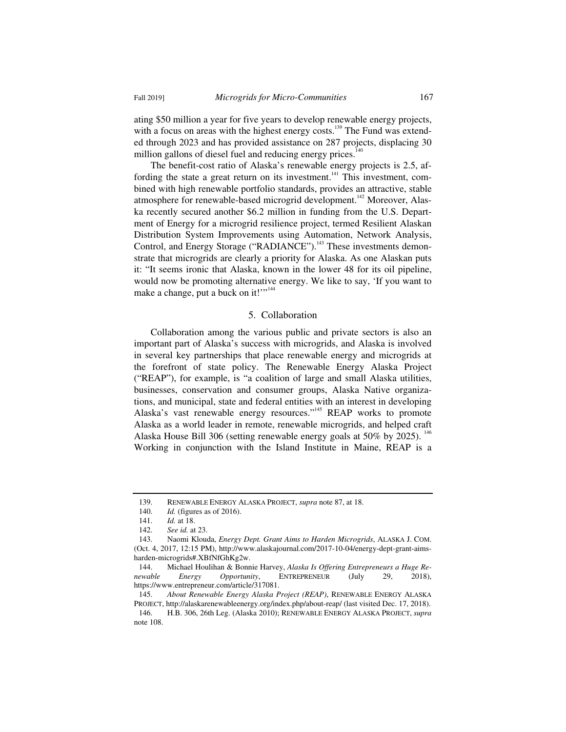ating $50 million a year for five years to develop renewable energy projects, with a focus on areas with the highest energy costs.[139] The Fund was extended through 2023 and has provided assistance on 287 projects, displacing 30 million gallons of diesel fuel and reducing energy prices.[140]

The benefit-cost ratio of Alaska's renewable energy projects is 2.5, affording the state a great return on its investment.[141] This investment, combined with high renewable portfolio standards, provides an attractive, stable atmosphere for renewable-based microgrid development.[142] Moreover, Alaska recently secured another $6.2 million in funding from the U.S. Department of Energy for a microgrid resilience project, termed Resilient Alaskan Distribution System Improvements using Automation, Network Analysis, Control, and Energy Storage ("RADIANCE").[143] These investments demonstrate that microgrids are clearly a priority for Alaska. As one Alaskan puts it: "It seems ironic that Alaska, known in the lower 48 for its oil pipeline, would now be promoting alternative energy. We like to say, 'If you want to make a change, put a buck on it!'"[144]

### 5. Collaboration

Collaboration among the various public and private sectors is also an important part of Alaska's success with microgrids, and Alaska is involved in several key partnerships that place renewable energy and microgrids at the forefront of state policy. The Renewable Energy Alaska Project ("REAP"), for example, is "a coalition of large and small Alaska utilities, businesses, conservation and consumer groups, Alaska Native organizations, and municipal, state and federal entities with an interest in developing Alaska's vast renewable energy resources."[145] REAP works to promote Alaska as a world leader in remote, renewable microgrids, and helped craft Alaska House Bill 306 (setting renewable energy goals at 50% by 2025).[146] Working in conjunction with the Island Institute in Maine, REAP is a

---

139. RENEWABLE ENERGY ALASKA PROJECT, *supra* note 87, at 18.

140. *Id.* (figures as of 2016).

141. *Id.* at 18.

142. *See id.* at 23.

143. Naomi Klouda, *Energy Dept. Grant Aims to Harden Microgrids*, ALASKA J. COM. (Oct. 4, 2017, 12:15 PM), http://www.alaskajournal.com/2017-10-04/energy-dept-grant-aims-harden-microgrids#.XBfNfGhKg2w.

144. Michael Houlihan & Bonnie Harvey, *Alaska Is Offering Entrepreneurs a Huge Renewable Energy Opportunity*, ENTREPRENEUR (July 29, 2018), https://www.entrepreneur.com/article/317081.

145. *About Renewable Energy Alaska Project (REAP)*, RENEWABLE ENERGY ALASKA PROJECT, http://alaskarenewableenergy.org/index.php/about-reap/ (last visited Dec. 17, 2018).

146. H.B. 306, 26th Leg. (Alaska 2010); RENEWABLE ENERGY ALASKA PROJECT, *supra* note 108.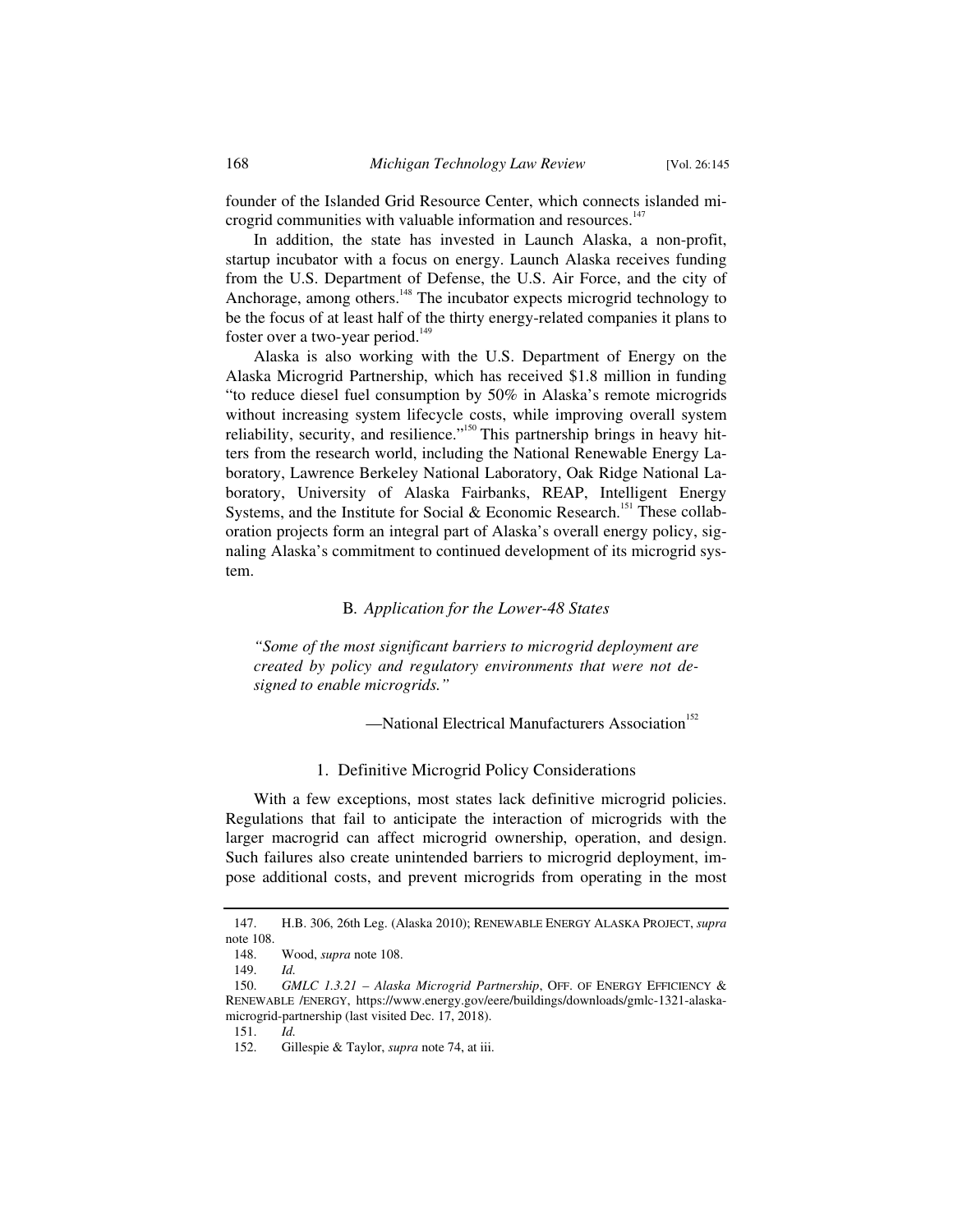founder of the Islanded Grid Resource Center, which connects islanded microgrid communities with valuable information and resources.[147]

In addition, the state has invested in Launch Alaska, a non-profit, startup incubator with a focus on energy. Launch Alaska receives funding from the U.S. Department of Defense, the U.S. Air Force, and the city of Anchorage, among others.[148] The incubator expects microgrid technology to be the focus of at least half of the thirty energy-related companies it plans to foster over a two-year period.[149]

Alaska is also working with the U.S. Department of Energy on the Alaska Microgrid Partnership, which has received $1.8 million in funding "to reduce diesel fuel consumption by 50% in Alaska's remote microgrids without increasing system lifecycle costs, while improving overall system reliability, security, and resilience."[150] This partnership brings in heavy hitters from the research world, including the National Renewable Energy Laboratory, Lawrence Berkeley National Laboratory, Oak Ridge National Laboratory, University of Alaska Fairbanks, REAP, Intelligent Energy Systems, and the Institute for Social & Economic Research.[151] These collaboration projects form an integral part of Alaska's overall energy policy, signaling Alaska's commitment to continued development of its microgrid system.

### B. *Application for the Lower-48 States*

> *"Some of the most significant barriers to microgrid deployment are created by policy and regulatory environments that were not designed to enable microgrids."*
>
> —National Electrical Manufacturers Association[152]

#### 1. Definitive Microgrid Policy Considerations

With a few exceptions, most states lack definitive microgrid policies. Regulations that fail to anticipate the interaction of microgrids with the larger macrogrid can affect microgrid ownership, operation, and design. Such failures also create unintended barriers to microgrid deployment, impose additional costs, and prevent microgrids from operating in the most

---

147. H.B. 306, 26th Leg. (Alaska 2010); RENEWABLE ENERGY ALASKA PROJECT, *supra* note 108.

148. Wood, *supra* note 108.

149. *Id.*

150. *GMLC 1.3.21 – Alaska Microgrid Partnership*, OFF. OF ENERGY EFFICIENCY & RENEWABLE /ENERGY, https://www.energy.gov/eere/buildings/downloads/gmlc-1321-alaska-microgrid-partnership (last visited Dec. 17, 2018).

151. *Id.*

152. Gillespie & Taylor, *supra* note 74, at iii.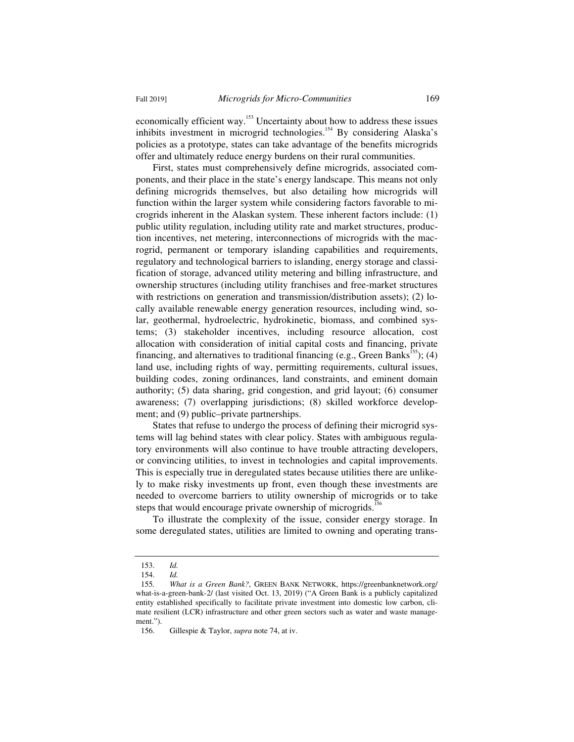economically efficient way.[153] Uncertainty about how to address these issues inhibits investment in microgrid technologies.[154] By considering Alaska's policies as a prototype, states can take advantage of the benefits microgrids offer and ultimately reduce energy burdens on their rural communities.

First, states must comprehensively define microgrids, associated components, and their place in the state's energy landscape. This means not only defining microgrids themselves, but also detailing how microgrids will function within the larger system while considering factors favorable to microgrids inherent in the Alaskan system. These inherent factors include: (1) public utility regulation, including utility rate and market structures, production incentives, net metering, interconnections of microgrids with the macrogrid, permanent or temporary islanding capabilities and requirements, regulatory and technological barriers to islanding, energy storage and classification of storage, advanced utility metering and billing infrastructure, and ownership structures (including utility franchises and free-market structures with restrictions on generation and transmission/distribution assets); (2) locally available renewable energy generation resources, including wind, solar, geothermal, hydroelectric, hydrokinetic, biomass, and combined systems; (3) stakeholder incentives, including resource allocation, cost allocation with consideration of initial capital costs and financing, private financing, and alternatives to traditional financing (e.g., Green Banks[155]); (4) land use, including rights of way, permitting requirements, cultural issues, building codes, zoning ordinances, land constraints, and eminent domain authority; (5) data sharing, grid congestion, and grid layout; (6) consumer awareness; (7) overlapping jurisdictions; (8) skilled workforce development; and (9) public–private partnerships.

States that refuse to undergo the process of defining their microgrid systems will lag behind states with clear policy. States with ambiguous regulatory environments will also continue to have trouble attracting developers, or convincing utilities, to invest in technologies and capital improvements. This is especially true in deregulated states because utilities there are unlikely to make risky investments up front, even though these investments are needed to overcome barriers to utility ownership of microgrids or to take steps that would encourage private ownership of microgrids.[156]

To illustrate the complexity of the issue, consider energy storage. In some deregulated states, utilities are limited to owning and operating trans-

---

153. *Id.*

154. *Id.*

155. *What is a Green Bank?*, GREEN BANK NETWORK, https://greenbanknetwork.org/what-is-a-green-bank-2/ (last visited Oct. 13, 2019) ("A Green Bank is a publicly capitalized entity established specifically to facilitate private investment into domestic low carbon, climate resilient (LCR) infrastructure and other green sectors such as water and waste management.").

156. Gillespie & Taylor, *supra* note 74, at iv.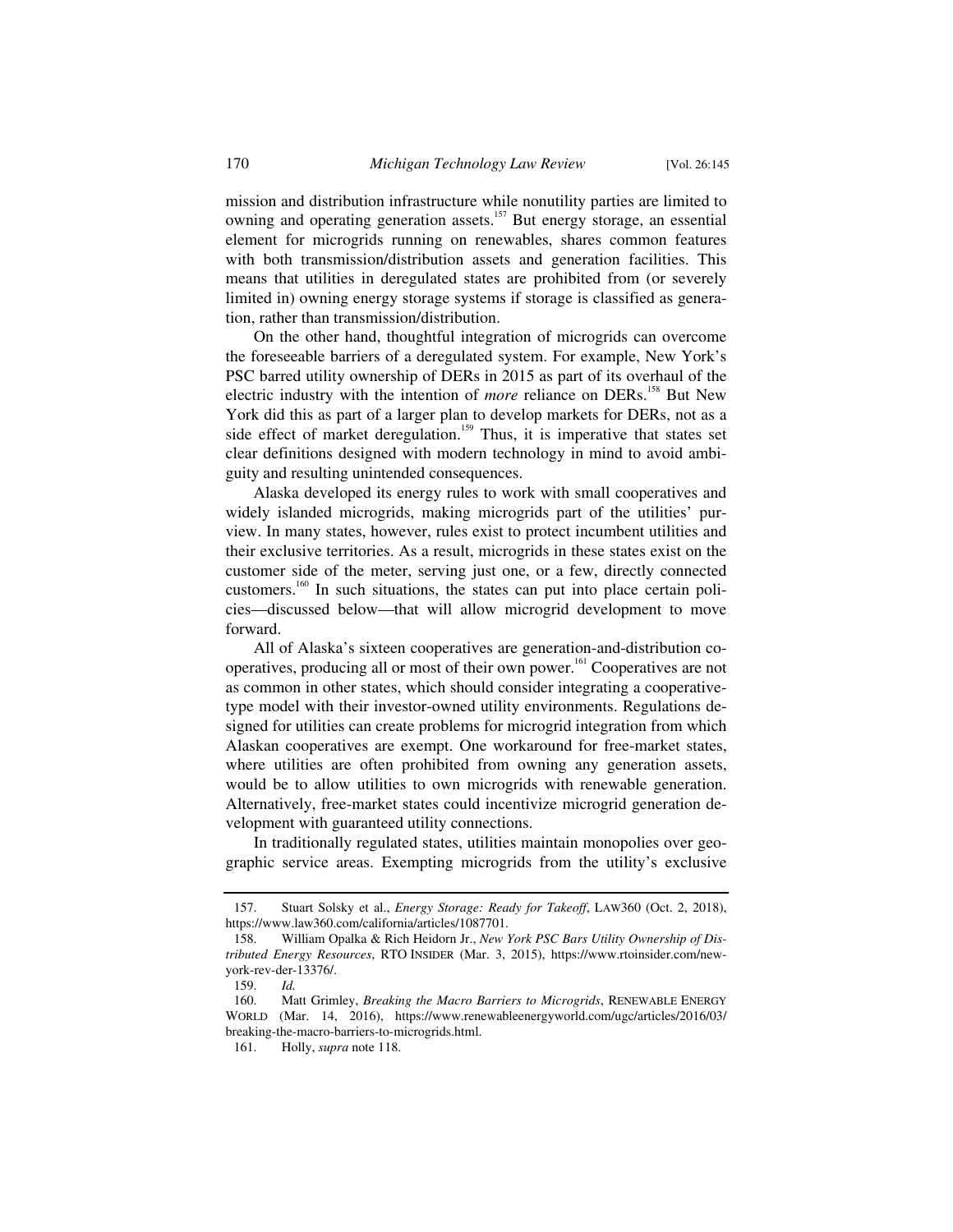mission and distribution infrastructure while nonutility parties are limited to owning and operating generation assets.[157] But energy storage, an essential element for microgrids running on renewables, shares common features with both transmission/distribution assets and generation facilities. This means that utilities in deregulated states are prohibited from (or severely limited in) owning energy storage systems if storage is classified as generation, rather than transmission/distribution.

On the other hand, thoughtful integration of microgrids can overcome the foreseeable barriers of a deregulated system. For example, New York's PSC barred utility ownership of DERs in 2015 as part of its overhaul of the electric industry with the intention of *more* reliance on DERs.[158] But New York did this as part of a larger plan to develop markets for DERs, not as a side effect of market deregulation.[159] Thus, it is imperative that states set clear definitions designed with modern technology in mind to avoid ambiguity and resulting unintended consequences.

Alaska developed its energy rules to work with small cooperatives and widely islanded microgrids, making microgrids part of the utilities' purview. In many states, however, rules exist to protect incumbent utilities and their exclusive territories. As a result, microgrids in these states exist on the customer side of the meter, serving just one, or a few, directly connected customers.[160] In such situations, the states can put into place certain policies—discussed below—that will allow microgrid development to move forward.

All of Alaska's sixteen cooperatives are generation-and-distribution cooperatives, producing all or most of their own power.[161] Cooperatives are not as common in other states, which should consider integrating a cooperative-type model with their investor-owned utility environments. Regulations designed for utilities can create problems for microgrid integration from which Alaskan cooperatives are exempt. One workaround for free-market states, where utilities are often prohibited from owning any generation assets, would be to allow utilities to own microgrids with renewable generation. Alternatively, free-market states could incentivize microgrid generation development with guaranteed utility connections.

In traditionally regulated states, utilities maintain monopolies over geographic service areas. Exempting microgrids from the utility's exclusive

---

157. Stuart Solsky et al., *Energy Storage: Ready for Takeoff*, LAW360 (Oct. 2, 2018), https://www.law360.com/california/articles/1087701.

158. William Opalka & Rich Heidorn Jr., *New York PSC Bars Utility Ownership of Distributed Energy Resources*, RTO INSIDER (Mar. 3, 2015), https://www.rtoinsider.com/new-york-rev-der-13376/.

159. *Id.*

160. Matt Grimley, *Breaking the Macro Barriers to Microgrids*, RENEWABLE ENERGY WORLD (Mar. 14, 2016), https://www.renewableenergyworld.com/ugc/articles/2016/03/breaking-the-macro-barriers-to-microgrids.html.

161. Holly, *supra* note 118.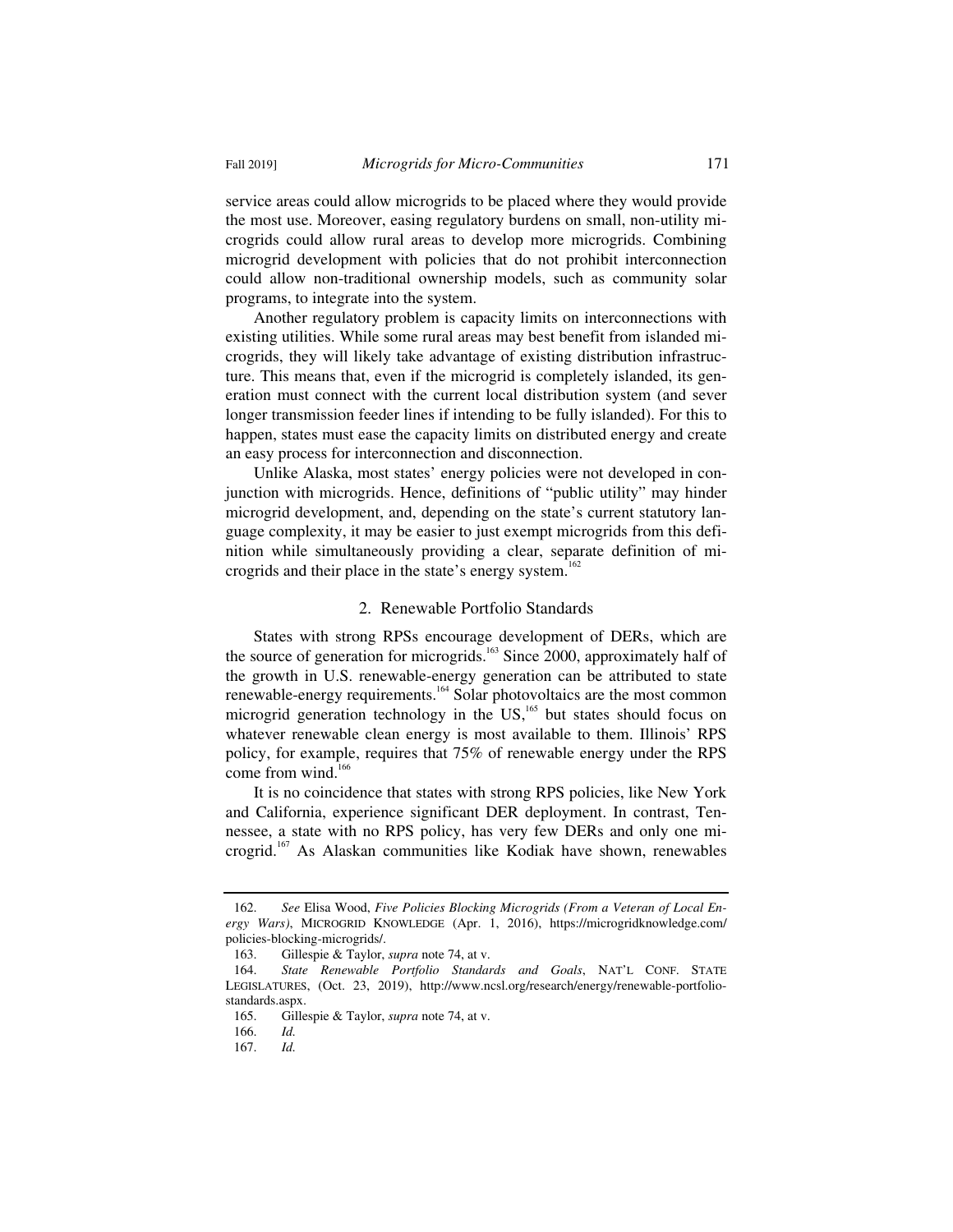service areas could allow microgrids to be placed where they would provide the most use. Moreover, easing regulatory burdens on small, non-utility microgrids could allow rural areas to develop more microgrids. Combining microgrid development with policies that do not prohibit interconnection could allow non-traditional ownership models, such as community solar programs, to integrate into the system.

Another regulatory problem is capacity limits on interconnections with existing utilities. While some rural areas may best benefit from islanded microgrids, they will likely take advantage of existing distribution infrastructure. This means that, even if the microgrid is completely islanded, its generation must connect with the current local distribution system (and sever longer transmission feeder lines if intending to be fully islanded). For this to happen, states must ease the capacity limits on distributed energy and create an easy process for interconnection and disconnection.

Unlike Alaska, most states' energy policies were not developed in conjunction with microgrids. Hence, definitions of "public utility" may hinder microgrid development, and, depending on the state's current statutory language complexity, it may be easier to just exempt microgrids from this definition while simultaneously providing a clear, separate definition of microgrids and their place in the state's energy system.[162]

### 2. Renewable Portfolio Standards

States with strong RPSs encourage development of DERs, which are the source of generation for microgrids.[163] Since 2000, approximately half of the growth in U.S. renewable-energy generation can be attributed to state renewable-energy requirements.[164] Solar photovoltaics are the most common microgrid generation technology in the US,[165] but states should focus on whatever renewable clean energy is most available to them. Illinois' RPS policy, for example, requires that 75% of renewable energy under the RPS come from wind.[166]

It is no coincidence that states with strong RPS policies, like New York and California, experience significant DER deployment. In contrast, Tennessee, a state with no RPS policy, has very few DERs and only one microgrid.[167] As Alaskan communities like Kodiak have shown, renewables

---

162. *See* Elisa Wood, *Five Policies Blocking Microgrids (From a Veteran of Local Energy Wars)*, MICROGRID KNOWLEDGE (Apr. 1, 2016), https://microgridknowledge.com/policies-blocking-microgrids/.

163. Gillespie & Taylor, *supra* note 74, at v.

164. *State Renewable Portfolio Standards and Goals*, NAT'L CONF. STATE LEGISLATURES, (Oct. 23, 2019), http://www.ncsl.org/research/energy/renewable-portfolio-standards.aspx.

165. Gillespie & Taylor, *supra* note 74, at v.

166. *Id.*

167. *Id.*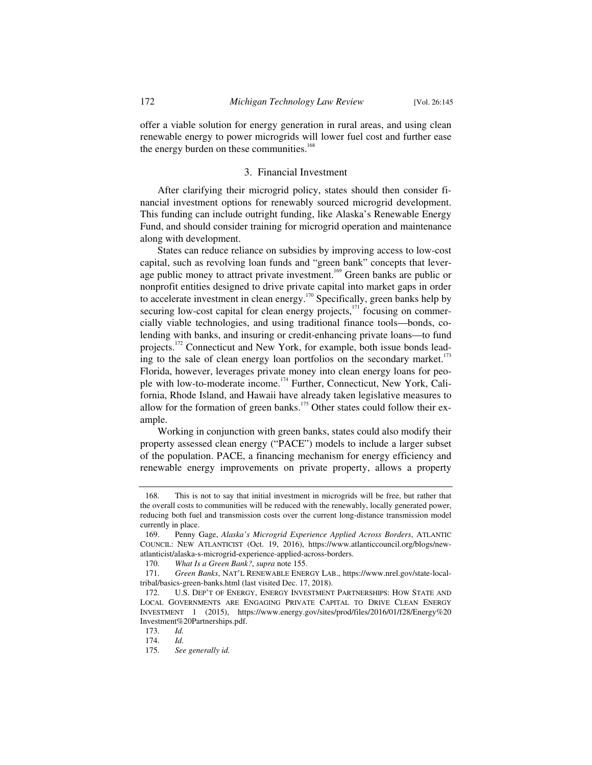offer a viable solution for energy generation in rural areas, and using clean renewable energy to power microgrids will lower fuel cost and further ease the energy burden on these communities.[168]

### 3. Financial Investment

After clarifying their microgrid policy, states should then consider financial investment options for renewably sourced microgrid development. This funding can include outright funding, like Alaska's Renewable Energy Fund, and should consider training for microgrid operation and maintenance along with development.

States can reduce reliance on subsidies by improving access to low-cost capital, such as revolving loan funds and "green bank" concepts that leverage public money to attract private investment.[169] Green banks are public or nonprofit entities designed to drive private capital into market gaps in order to accelerate investment in clean energy.[170] Specifically, green banks help by securing low-cost capital for clean energy projects,[171] focusing on commercially viable technologies, and using traditional finance tools—bonds, co-lending with banks, and insuring or credit-enhancing private loans—to fund projects.[172] Connecticut and New York, for example, both issue bonds leading to the sale of clean energy loan portfolios on the secondary market.[173] Florida, however, leverages private money into clean energy loans for people with low-to-moderate income.[174] Further, Connecticut, New York, California, Rhode Island, and Hawaii have already taken legislative measures to allow for the formation of green banks.[175] Other states could follow their example.

Working in conjunction with green banks, states could also modify their property assessed clean energy ("PACE") models to include a larger subset of the population. PACE, a financing mechanism for energy efficiency and renewable energy improvements on private property, allows a property

---

168. This is not to say that initial investment in microgrids will be free, but rather that the overall costs to communities will be reduced with the renewably, locally generated power, reducing both fuel and transmission costs over the current long-distance transmission model currently in place.

169. Penny Gage, *Alaska's Microgrid Experience Applied Across Borders*, ATLANTIC COUNCIL: NEW ATLANTICIST (Oct. 19, 2016), https://www.atlanticcouncil.org/blogs/new-atlanticist/alaska-s-microgrid-experience-applied-across-borders.

170. *What Is a Green Bank?*, *supra* note 155.

171. *Green Banks*, NAT'L RENEWABLE ENERGY LAB., https://www.nrel.gov/state-local-tribal/basics-green-banks.html (last visited Dec. 17, 2018).

172. U.S. DEP'T OF ENERGY, ENERGY INVESTMENT PARTNERSHIPS: HOW STATE AND LOCAL GOVERNMENTS ARE ENGAGING PRIVATE CAPITAL TO DRIVE CLEAN ENERGY INVESTMENT 1 (2015), https://www.energy.gov/sites/prod/files/2016/01/f28/Energy%20Investment%20Partnerships.pdf.

173. *Id.*

174. *Id.*

175. *See generally id.*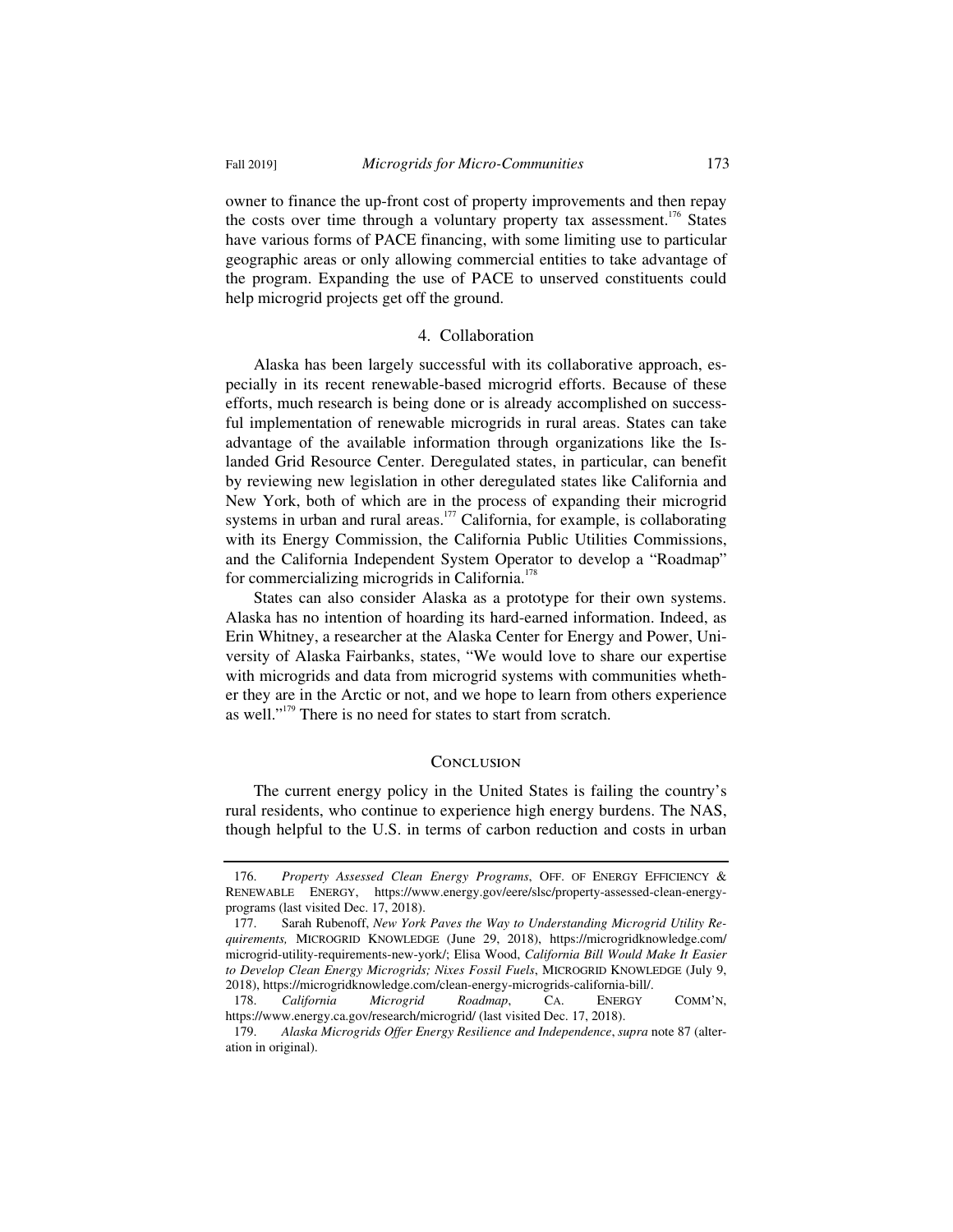owner to finance the up-front cost of property improvements and then repay the costs over time through a voluntary property tax assessment.[176] States have various forms of PACE financing, with some limiting use to particular geographic areas or only allowing commercial entities to take advantage of the program. Expanding the use of PACE to unserved constituents could help microgrid projects get off the ground.

### 4. Collaboration

Alaska has been largely successful with its collaborative approach, especially in its recent renewable-based microgrid efforts. Because of these efforts, much research is being done or is already accomplished on successful implementation of renewable microgrids in rural areas. States can take advantage of the available information through organizations like the Islanded Grid Resource Center. Deregulated states, in particular, can benefit by reviewing new legislation in other deregulated states like California and New York, both of which are in the process of expanding their microgrid systems in urban and rural areas.[177] California, for example, is collaborating with its Energy Commission, the California Public Utilities Commissions, and the California Independent System Operator to develop a "Roadmap" for commercializing microgrids in California.[178]

States can also consider Alaska as a prototype for their own systems. Alaska has no intention of hoarding its hard-earned information. Indeed, as Erin Whitney, a researcher at the Alaska Center for Energy and Power, University of Alaska Fairbanks, states, "We would love to share our expertise with microgrids and data from microgrid systems with communities whether they are in the Arctic or not, and we hope to learn from others experience as well."[179] There is no need for states to start from scratch.

## Conclusion

The current energy policy in the United States is failing the country's rural residents, who continue to experience high energy burdens. The NAS, though helpful to the U.S. in terms of carbon reduction and costs in urban

---

176. *Property Assessed Clean Energy Programs*, Off. of Energy Efficiency & Renewable Energy, https://www.energy.gov/eere/slsc/property-assessed-clean-energy-programs (last visited Dec. 17, 2018).

177. Sarah Rubenoff, *New York Paves the Way to Understanding Microgrid Utility Requirements,* Microgrid Knowledge (June 29, 2018), https://microgridknowledge.com/microgrid-utility-requirements-new-york/; Elisa Wood, *California Bill Would Make It Easier to Develop Clean Energy Microgrids; Nixes Fossil Fuels*, Microgrid Knowledge (July 9, 2018), https://microgridknowledge.com/clean-energy-microgrids-california-bill/.

178. *California Microgrid Roadmap*, Ca. Energy Comm'n, https://www.energy.ca.gov/research/microgrid/ (last visited Dec. 17, 2018).

179. *Alaska Microgrids Offer Energy Resilience and Independence*, *supra* note 87 (alteration in original).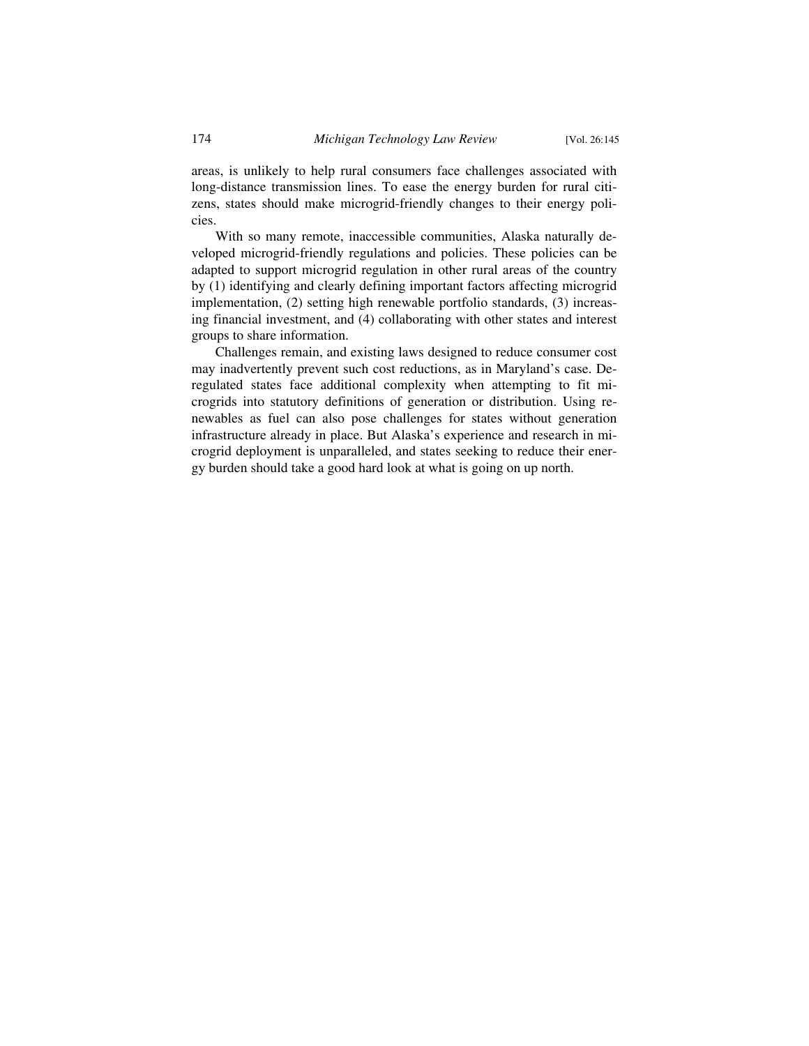areas, is unlikely to help rural consumers face challenges associated with long-distance transmission lines. To ease the energy burden for rural citizens, states should make microgrid-friendly changes to their energy policies.

With so many remote, inaccessible communities, Alaska naturally developed microgrid-friendly regulations and policies. These policies can be adapted to support microgrid regulation in other rural areas of the country by (1) identifying and clearly defining important factors affecting microgrid implementation, (2) setting high renewable portfolio standards, (3) increasing financial investment, and (4) collaborating with other states and interest groups to share information.

Challenges remain, and existing laws designed to reduce consumer cost may inadvertently prevent such cost reductions, as in Maryland's case. Deregulated states face additional complexity when attempting to fit microgrids into statutory definitions of generation or distribution. Using renewables as fuel can also pose challenges for states without generation infrastructure already in place. But Alaska's experience and research in microgrid deployment is unparalleled, and states seeking to reduce their energy burden should take a good hard look at what is going on up north.